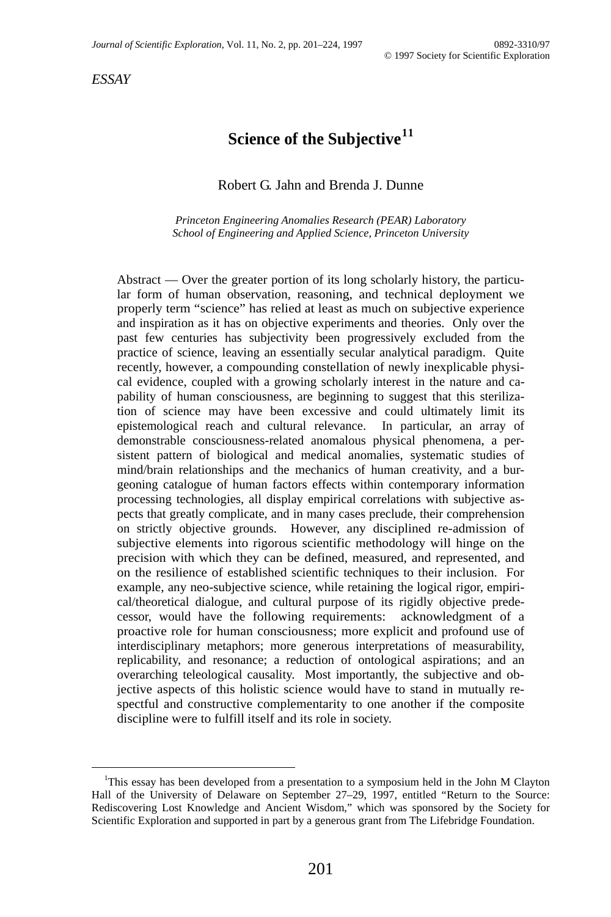*ESSAY*

# Science of the Subjective[1]

Robert G. Jahn and Brenda J. Dunne

*Princeton Engineering Anomalies Research (PEAR) Laboratory*
*School of Engineering and Applied Science, Princeton University*

Abstract — Over the greater portion of its long scholarly history, the particular form of human observation, reasoning, and technical deployment we properly term "science" has relied at least as much on subjective experience and inspiration as it has on objective experiments and theories. Only over the past few centuries has subjectivity been progressively excluded from the practice of science, leaving an essentially secular analytical paradigm. Quite recently, however, a compounding constellation of newly inexplicable physical evidence, coupled with a growing scholarly interest in the nature and capability of human consciousness, are beginning to suggest that this sterilization of science may have been excessive and could ultimately limit its epistemological reach and cultural relevance. In particular, an array of demonstrable consciousness-related anomalous physical phenomena, a persistent pattern of biological and medical anomalies, systematic studies of mind/brain relationships and the mechanics of human creativity, and a burgeoning catalogue of human factors effects within contemporary information processing technologies, all display empirical correlations with subjective aspects that greatly complicate, and in many cases preclude, their comprehension on strictly objective grounds. However, any disciplined re-admission of subjective elements into rigorous scientific methodology will hinge on the precision with which they can be defined, measured, and represented, and on the resilience of established scientific techniques to their inclusion. For example, any neo-subjective science, while retaining the logical rigor, empirical/theoretical dialogue, and cultural purpose of its rigidly objective predecessor, would have the following requirements: acknowledgment of a proactive role for human consciousness; more explicit and profound use of interdisciplinary metaphors; more generous interpretations of measurability, replicability, and resonance; a reduction of ontological aspirations; and an overarching teleological causality. Most importantly, the subjective and objective aspects of this holistic science would have to stand in mutually respectful and constructive complementarity to one another if the composite discipline were to fulfill itself and its role in society.

---

[1] This essay has been developed from a presentation to a symposium held in the John M Clayton Hall of the University of Delaware on September 27–29, 1997, entitled "Return to the Source: Rediscovering Lost Knowledge and Ancient Wisdom," which was sponsored by the Society for Scientific Exploration and supported in part by a generous grant from The Lifebridge Foundation.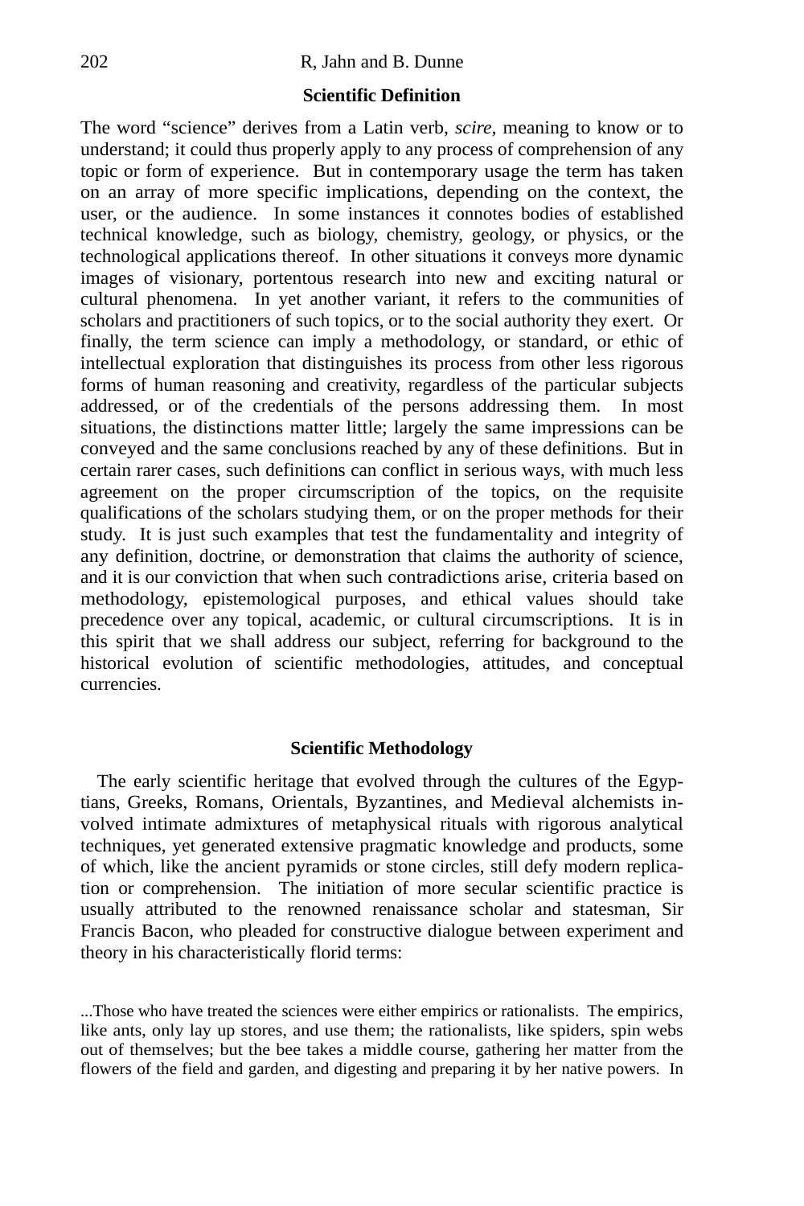## Scientific Definition

The word “science” derives from a Latin verb, *scire*, meaning to know or to understand; it could thus properly apply to any process of comprehension of any topic or form of experience. But in contemporary usage the term has taken on an array of more specific implications, depending on the context, the user, or the audience. In some instances it connotes bodies of established technical knowledge, such as biology, chemistry, geology, or physics, or the technological applications thereof. In other situations it conveys more dynamic images of visionary, portentous research into new and exciting natural or cultural phenomena. In yet another variant, it refers to the communities of scholars and practitioners of such topics, or to the social authority they exert. Or finally, the term science can imply a methodology, or standard, or ethic of intellectual exploration that distinguishes its process from other less rigorous forms of human reasoning and creativity, regardless of the particular subjects addressed, or of the credentials of the persons addressing them. In most situations, the distinctions matter little; largely the same impressions can be conveyed and the same conclusions reached by any of these definitions. But in certain rarer cases, such definitions can conflict in serious ways, with much less agreement on the proper circumscription of the topics, on the requisite qualifications of the scholars studying them, or on the proper methods for their study. It is just such examples that test the fundamentality and integrity of any definition, doctrine, or demonstration that claims the authority of science, and it is our conviction that when such contradictions arise, criteria based on methodology, epistemological purposes, and ethical values should take precedence over any topical, academic, or cultural circumscriptions. It is in this spirit that we shall address our subject, referring for background to the historical evolution of scientific methodologies, attitudes, and conceptual currencies.

## Scientific Methodology

The early scientific heritage that evolved through the cultures of the Egyptians, Greeks, Romans, Orientals, Byzantines, and Medieval alchemists involved intimate admixtures of metaphysical rituals with rigorous analytical techniques, yet generated extensive pragmatic knowledge and products, some of which, like the ancient pyramids or stone circles, still defy modern replication or comprehension. The initiation of more secular scientific practice is usually attributed to the renowned renaissance scholar and statesman, Sir Francis Bacon, who pleaded for constructive dialogue between experiment and theory in his characteristically florid terms:

> ...Those who have treated the sciences were either empirics or rationalists. The empirics, like ants, only lay up stores, and use them; the rationalists, like spiders, spin webs out of themselves; but the bee takes a middle course, gathering her matter from the flowers of the field and garden, and digesting and preparing it by her native powers. In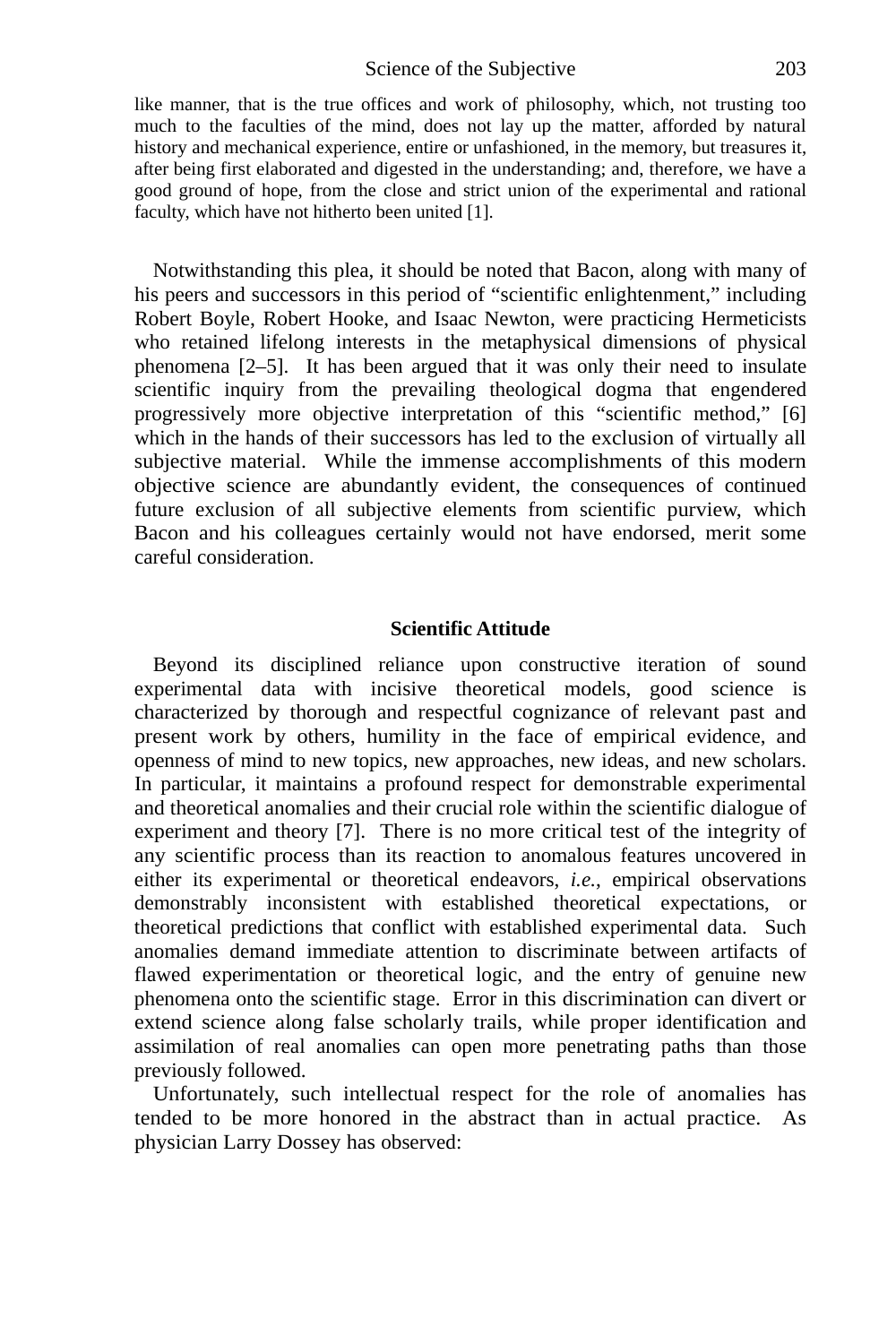like manner, that is the true offices and work of philosophy, which, not trusting too much to the faculties of the mind, does not lay up the matter, afforded by natural history and mechanical experience, entire or unfashioned, in the memory, but treasures it, after being first elaborated and digested in the understanding; and, therefore, we have a good ground of hope, from the close and strict union of the experimental and rational faculty, which have not hitherto been united [1].

Notwithstanding this plea, it should be noted that Bacon, along with many of his peers and successors in this period of "scientific enlightenment," including Robert Boyle, Robert Hooke, and Isaac Newton, were practicing Hermeticists who retained lifelong interests in the metaphysical dimensions of physical phenomena [2–5]. It has been argued that it was only their need to insulate scientific inquiry from the prevailing theological dogma that engendered progressively more objective interpretation of this "scientific method," [6] which in the hands of their successors has led to the exclusion of virtually all subjective material. While the immense accomplishments of this modern objective science are abundantly evident, the consequences of continued future exclusion of all subjective elements from scientific purview, which Bacon and his colleagues certainly would not have endorsed, merit some careful consideration.

## Scientific Attitude

Beyond its disciplined reliance upon constructive iteration of sound experimental data with incisive theoretical models, good science is characterized by thorough and respectful cognizance of relevant past and present work by others, humility in the face of empirical evidence, and openness of mind to new topics, new approaches, new ideas, and new scholars. In particular, it maintains a profound respect for demonstrable experimental and theoretical anomalies and their crucial role within the scientific dialogue of experiment and theory [7]. There is no more critical test of the integrity of any scientific process than its reaction to anomalous features uncovered in either its experimental or theoretical endeavors, *i.e.*, empirical observations demonstrably inconsistent with established theoretical expectations, or theoretical predictions that conflict with established experimental data. Such anomalies demand immediate attention to discriminate between artifacts of flawed experimentation or theoretical logic, and the entry of genuine new phenomena onto the scientific stage. Error in this discrimination can divert or extend science along false scholarly trails, while proper identification and assimilation of real anomalies can open more penetrating paths than those previously followed.

Unfortunately, such intellectual respect for the role of anomalies has tended to be more honored in the abstract than in actual practice. As physician Larry Dossey has observed: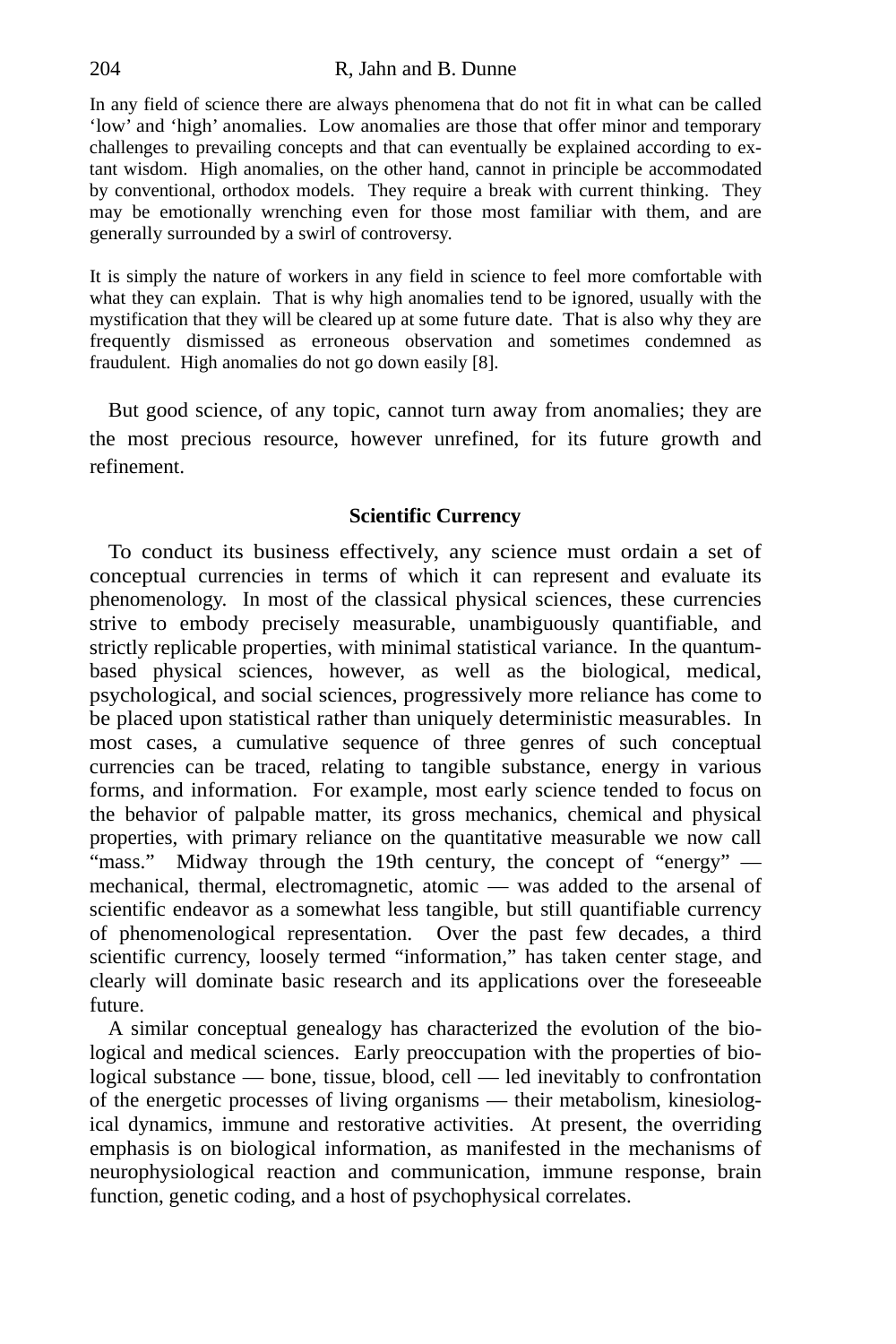> In any field of science there are always phenomena that do not fit in what can be called 'low' and 'high' anomalies. Low anomalies are those that offer minor and temporary challenges to prevailing concepts and that can eventually be explained according to extant wisdom. High anomalies, on the other hand, cannot in principle be accommodated by conventional, orthodox models. They require a break with current thinking. They may be emotionally wrenching even for those most familiar with them, and are generally surrounded by a swirl of controversy.
>
> It is simply the nature of workers in any field in science to feel more comfortable with what they can explain. That is why high anomalies tend to be ignored, usually with the mystification that they will be cleared up at some future date. That is also why they are frequently dismissed as erroneous observation and sometimes condemned as fraudulent. High anomalies do not go down easily [8].

But good science, of any topic, cannot turn away from anomalies; they are the most precious resource, however unrefined, for its future growth and refinement.

## Scientific Currency

To conduct its business effectively, any science must ordain a set of conceptual currencies in terms of which it can represent and evaluate its phenomenology. In most of the classical physical sciences, these currencies strive to embody precisely measurable, unambiguously quantifiable, and strictly replicable properties, with minimal statistical variance. In the quantum-based physical sciences, however, as well as the biological, medical, psychological, and social sciences, progressively more reliance has come to be placed upon statistical rather than uniquely deterministic measurables. In most cases, a cumulative sequence of three genres of such conceptual currencies can be traced, relating to tangible substance, energy in various forms, and information. For example, most early science tended to focus on the behavior of palpable matter, its gross mechanics, chemical and physical properties, with primary reliance on the quantitative measurable we now call "mass." Midway through the 19th century, the concept of "energy" — mechanical, thermal, electromagnetic, atomic — was added to the arsenal of scientific endeavor as a somewhat less tangible, but still quantifiable currency of phenomenological representation. Over the past few decades, a third scientific currency, loosely termed "information," has taken center stage, and clearly will dominate basic research and its applications over the foreseeable future.

A similar conceptual genealogy has characterized the evolution of the biological and medical sciences. Early preoccupation with the properties of biological substance — bone, tissue, blood, cell — led inevitably to confrontation of the energetic processes of living organisms — their metabolism, kinesiological dynamics, immune and restorative activities. At present, the overriding emphasis is on biological information, as manifested in the mechanisms of neurophysiological reaction and communication, immune response, brain function, genetic coding, and a host of psychophysical correlates.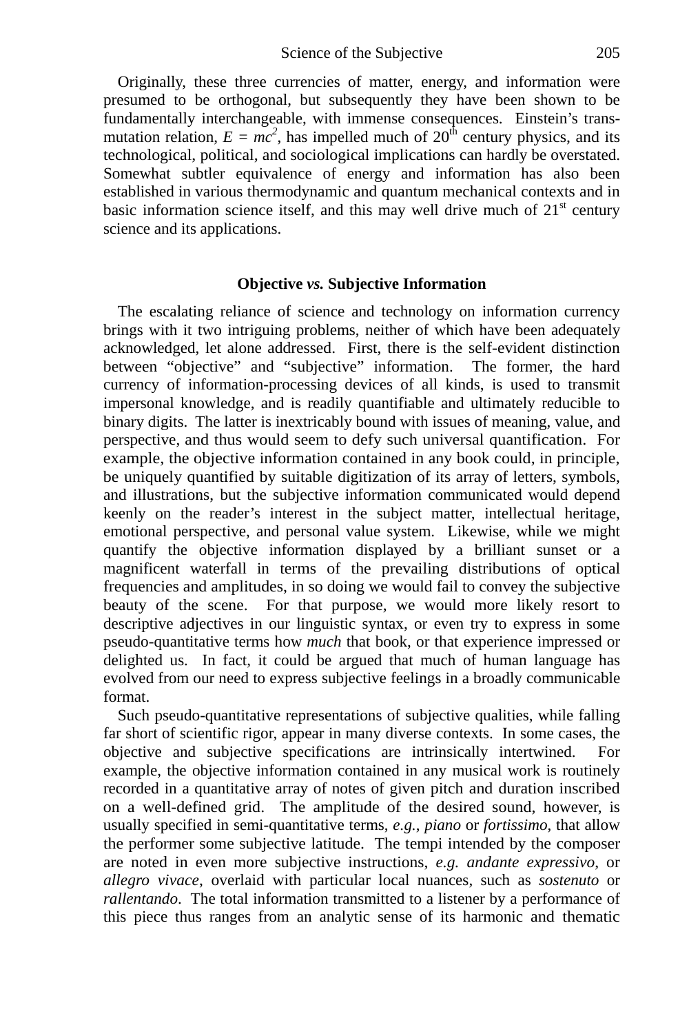Originally, these three currencies of matter, energy, and information were presumed to be orthogonal, but subsequently they have been shown to be fundamentally interchangeable, with immense consequences. Einstein's transmutation relation, $E = mc^2$, has impelled much of 20th century physics, and its technological, political, and sociological implications can hardly be overstated. Somewhat subtler equivalence of energy and information has also been established in various thermodynamic and quantum mechanical contexts and in basic information science itself, and this may well drive much of 21st century science and its applications.

## Objective *vs.* Subjective Information

The escalating reliance of science and technology on information currency brings with it two intriguing problems, neither of which have been adequately acknowledged, let alone addressed. First, there is the self-evident distinction between "objective" and "subjective" information. The former, the hard currency of information-processing devices of all kinds, is used to transmit impersonal knowledge, and is readily quantifiable and ultimately reducible to binary digits. The latter is inextricably bound with issues of meaning, value, and perspective, and thus would seem to defy such universal quantification. For example, the objective information contained in any book could, in principle, be uniquely quantified by suitable digitization of its array of letters, symbols, and illustrations, but the subjective information communicated would depend keenly on the reader's interest in the subject matter, intellectual heritage, emotional perspective, and personal value system. Likewise, while we might quantify the objective information displayed by a brilliant sunset or a magnificent waterfall in terms of the prevailing distributions of optical frequencies and amplitudes, in so doing we would fail to convey the subjective beauty of the scene. For that purpose, we would more likely resort to descriptive adjectives in our linguistic syntax, or even try to express in some pseudo-quantitative terms how *much* that book, or that experience impressed or delighted us. In fact, it could be argued that much of human language has evolved from our need to express subjective feelings in a broadly communicable format.

Such pseudo-quantitative representations of subjective qualities, while falling far short of scientific rigor, appear in many diverse contexts. In some cases, the objective and subjective specifications are intrinsically intertwined. For example, the objective information contained in any musical work is routinely recorded in a quantitative array of notes of given pitch and duration inscribed on a well-defined grid. The amplitude of the desired sound, however, is usually specified in semi-quantitative terms, *e.g.*, *piano* or *fortissimo*, that allow the performer some subjective latitude. The tempi intended by the composer are noted in even more subjective instructions, *e.g. andante expressivo*, or *allegro vivace*, overlaid with particular local nuances, such as *sostenuto* or *rallentando*. The total information transmitted to a listener by a performance of this piece thus ranges from an analytic sense of its harmonic and thematic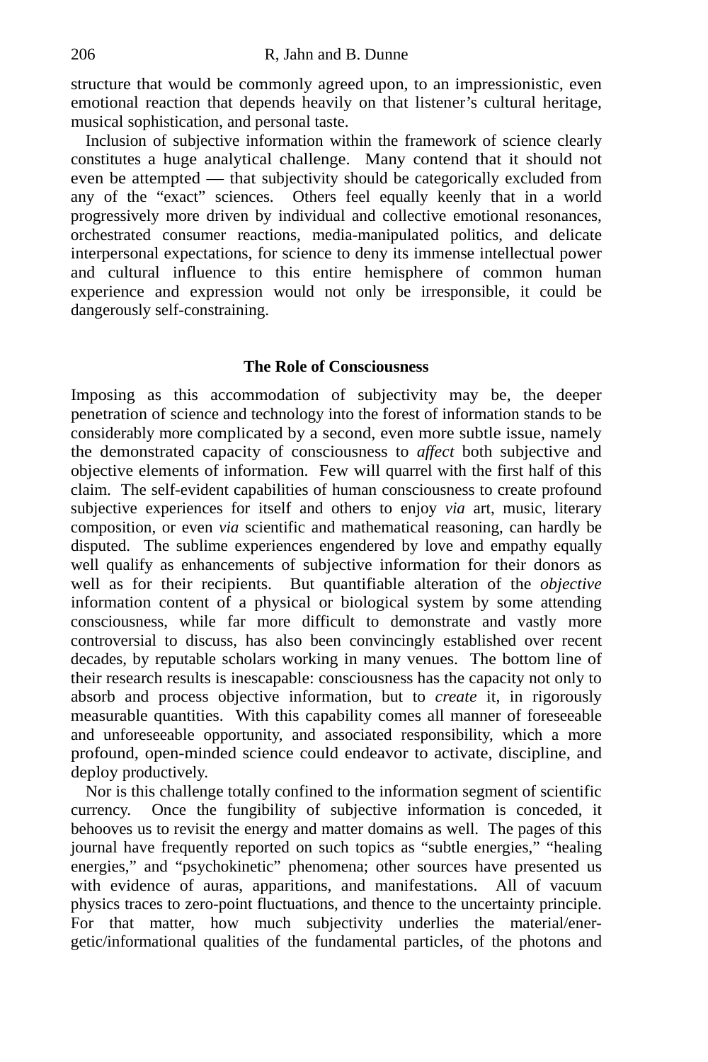structure that would be commonly agreed upon, to an impressionistic, even emotional reaction that depends heavily on that listener's cultural heritage, musical sophistication, and personal taste.

Inclusion of subjective information within the framework of science clearly constitutes a huge analytical challenge. Many contend that it should not even be attempted — that subjectivity should be categorically excluded from any of the "exact" sciences. Others feel equally keenly that in a world progressively more driven by individual and collective emotional resonances, orchestrated consumer reactions, media-manipulated politics, and delicate interpersonal expectations, for science to deny its immense intellectual power and cultural influence to this entire hemisphere of common human experience and expression would not only be irresponsible, it could be dangerously self-constraining.

## The Role of Consciousness

Imposing as this accommodation of subjectivity may be, the deeper penetration of science and technology into the forest of information stands to be considerably more complicated by a second, even more subtle issue, namely the demonstrated capacity of consciousness to *affect* both subjective and objective elements of information. Few will quarrel with the first half of this claim. The self-evident capabilities of human consciousness to create profound subjective experiences for itself and others to enjoy *via* art, music, literary composition, or even *via* scientific and mathematical reasoning, can hardly be disputed. The sublime experiences engendered by love and empathy equally well qualify as enhancements of subjective information for their donors as well as for their recipients. But quantifiable alteration of the *objective* information content of a physical or biological system by some attending consciousness, while far more difficult to demonstrate and vastly more controversial to discuss, has also been convincingly established over recent decades, by reputable scholars working in many venues. The bottom line of their research results is inescapable: consciousness has the capacity not only to absorb and process objective information, but to *create* it, in rigorously measurable quantities. With this capability comes all manner of foreseeable and unforeseeable opportunity, and associated responsibility, which a more profound, open-minded science could endeavor to activate, discipline, and deploy productively.

Nor is this challenge totally confined to the information segment of scientific currency. Once the fungibility of subjective information is conceded, it behooves us to revisit the energy and matter domains as well. The pages of this journal have frequently reported on such topics as "subtle energies," "healing energies," and "psychokinetic" phenomena; other sources have presented us with evidence of auras, apparitions, and manifestations. All of vacuum physics traces to zero-point fluctuations, and thence to the uncertainty principle. For that matter, how much subjectivity underlies the material/energetic/informational qualities of the fundamental particles, of the photons and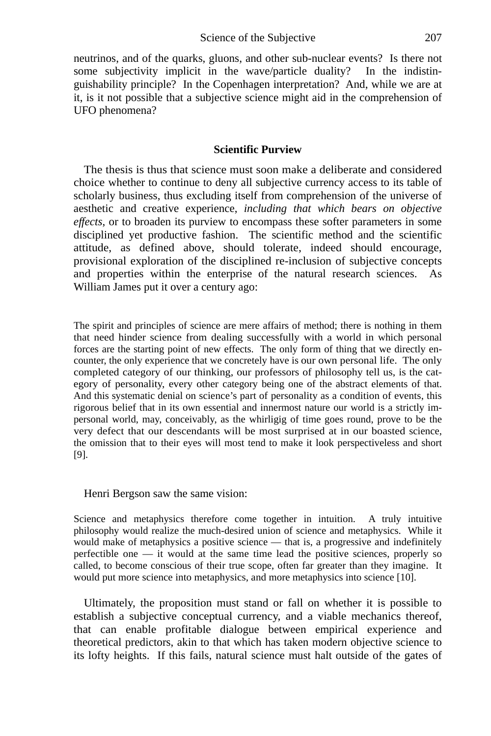neutrinos, and of the quarks, gluons, and other sub-nuclear events? Is there not some subjectivity implicit in the wave/particle duality? In the indistinguishability principle? In the Copenhagen interpretation? And, while we are at it, is it not possible that a subjective science might aid in the comprehension of UFO phenomena?

## Scientific Purview

The thesis is thus that science must soon make a deliberate and considered choice whether to continue to deny all subjective currency access to its table of scholarly business, thus excluding itself from comprehension of the universe of aesthetic and creative experience, *including that which bears on objective effects*, or to broaden its purview to encompass these softer parameters in some disciplined yet productive fashion. The scientific method and the scientific attitude, as defined above, should tolerate, indeed should encourage, provisional exploration of the disciplined re-inclusion of subjective concepts and properties within the enterprise of the natural research sciences. As William James put it over a century ago:

> The spirit and principles of science are mere affairs of method; there is nothing in them that need hinder science from dealing successfully with a world in which personal forces are the starting point of new effects. The only form of thing that we directly encounter, the only experience that we concretely have is our own personal life. The only completed category of our thinking, our professors of philosophy tell us, is the category of personality, every other category being one of the abstract elements of that. And this systematic denial on science's part of personality as a condition of events, this rigorous belief that in its own essential and innermost nature our world is a strictly impersonal world, may, conceivably, as the whirligig of time goes round, prove to be the very defect that our descendants will be most surprised at in our boasted science, the omission that to their eyes will most tend to make it look perspectiveless and short [9].

Henri Bergson saw the same vision:

> Science and metaphysics therefore come together in intuition. A truly intuitive philosophy would realize the much-desired union of science and metaphysics. While it would make of metaphysics a positive science — that is, a progressive and indefinitely perfectible one — it would at the same time lead the positive sciences, properly so called, to become conscious of their true scope, often far greater than they imagine. It would put more science into metaphysics, and more metaphysics into science [10].

Ultimately, the proposition must stand or fall on whether it is possible to establish a subjective conceptual currency, and a viable mechanics thereof, that can enable profitable dialogue between empirical experience and theoretical predictors, akin to that which has taken modern objective science to its lofty heights. If this fails, natural science must halt outside of the gates of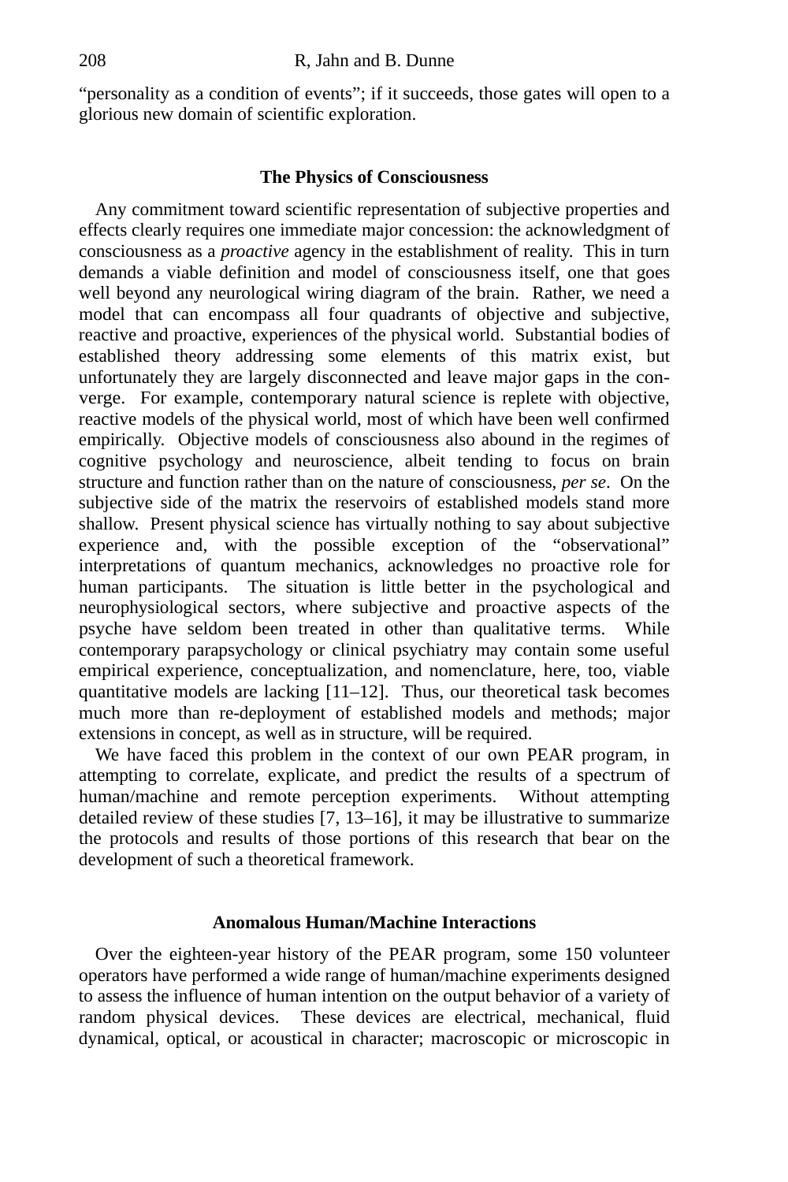"personality as a condition of events"; if it succeeds, those gates will open to a glorious new domain of scientific exploration.

## The Physics of Consciousness

Any commitment toward scientific representation of subjective properties and effects clearly requires one immediate major concession: the acknowledgment of consciousness as a *proactive* agency in the establishment of reality. This in turn demands a viable definition and model of consciousness itself, one that goes well beyond any neurological wiring diagram of the brain. Rather, we need a model that can encompass all four quadrants of objective and subjective, reactive and proactive, experiences of the physical world. Substantial bodies of established theory addressing some elements of this matrix exist, but unfortunately they are largely disconnected and leave major gaps in the converge. For example, contemporary natural science is replete with objective, reactive models of the physical world, most of which have been well confirmed empirically. Objective models of consciousness also abound in the regimes of cognitive psychology and neuroscience, albeit tending to focus on brain structure and function rather than on the nature of consciousness, *per se*. On the subjective side of the matrix the reservoirs of established models stand more shallow. Present physical science has virtually nothing to say about subjective experience and, with the possible exception of the "observational" interpretations of quantum mechanics, acknowledges no proactive role for human participants. The situation is little better in the psychological and neurophysiological sectors, where subjective and proactive aspects of the psyche have seldom been treated in other than qualitative terms. While contemporary parapsychology or clinical psychiatry may contain some useful empirical experience, conceptualization, and nomenclature, here, too, viable quantitative models are lacking [11–12]. Thus, our theoretical task becomes much more than re-deployment of established models and methods; major extensions in concept, as well as in structure, will be required.

We have faced this problem in the context of our own PEAR program, in attempting to correlate, explicate, and predict the results of a spectrum of human/machine and remote perception experiments. Without attempting detailed review of these studies [7, 13–16], it may be illustrative to summarize the protocols and results of those portions of this research that bear on the development of such a theoretical framework.

## Anomalous Human/Machine Interactions

Over the eighteen-year history of the PEAR program, some 150 volunteer operators have performed a wide range of human/machine experiments designed to assess the influence of human intention on the output behavior of a variety of random physical devices. These devices are electrical, mechanical, fluid dynamical, optical, or acoustical in character; macroscopic or microscopic in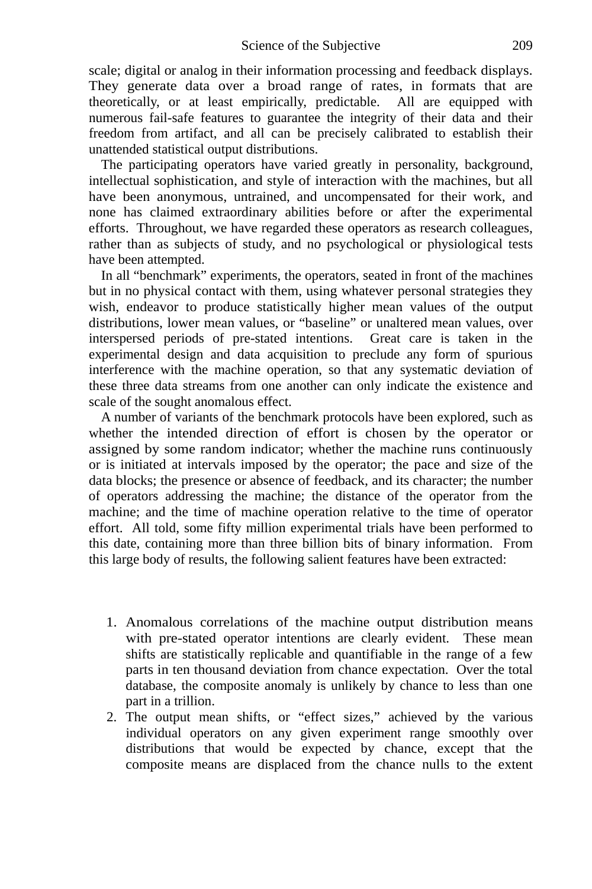scale; digital or analog in their information processing and feedback displays. They generate data over a broad range of rates, in formats that are theoretically, or at least empirically, predictable. All are equipped with numerous fail-safe features to guarantee the integrity of their data and their freedom from artifact, and all can be precisely calibrated to establish their unattended statistical output distributions.

The participating operators have varied greatly in personality, background, intellectual sophistication, and style of interaction with the machines, but all have been anonymous, untrained, and uncompensated for their work, and none has claimed extraordinary abilities before or after the experimental efforts. Throughout, we have regarded these operators as research colleagues, rather than as subjects of study, and no psychological or physiological tests have been attempted.

In all "benchmark" experiments, the operators, seated in front of the machines but in no physical contact with them, using whatever personal strategies they wish, endeavor to produce statistically higher mean values of the output distributions, lower mean values, or "baseline" or unaltered mean values, over interspersed periods of pre-stated intentions. Great care is taken in the experimental design and data acquisition to preclude any form of spurious interference with the machine operation, so that any systematic deviation of these three data streams from one another can only indicate the existence and scale of the sought anomalous effect.

A number of variants of the benchmark protocols have been explored, such as whether the intended direction of effort is chosen by the operator or assigned by some random indicator; whether the machine runs continuously or is initiated at intervals imposed by the operator; the pace and size of the data blocks; the presence or absence of feedback, and its character; the number of operators addressing the machine; the distance of the operator from the machine; and the time of machine operation relative to the time of operator effort. All told, some fifty million experimental trials have been performed to this date, containing more than three billion bits of binary information. From this large body of results, the following salient features have been extracted:

1. Anomalous correlations of the machine output distribution means with pre-stated operator intentions are clearly evident. These mean shifts are statistically replicable and quantifiable in the range of a few parts in ten thousand deviation from chance expectation. Over the total database, the composite anomaly is unlikely by chance to less than one part in a trillion.
2. The output mean shifts, or "effect sizes," achieved by the various individual operators on any given experiment range smoothly over distributions that would be expected by chance, except that the composite means are displaced from the chance nulls to the extent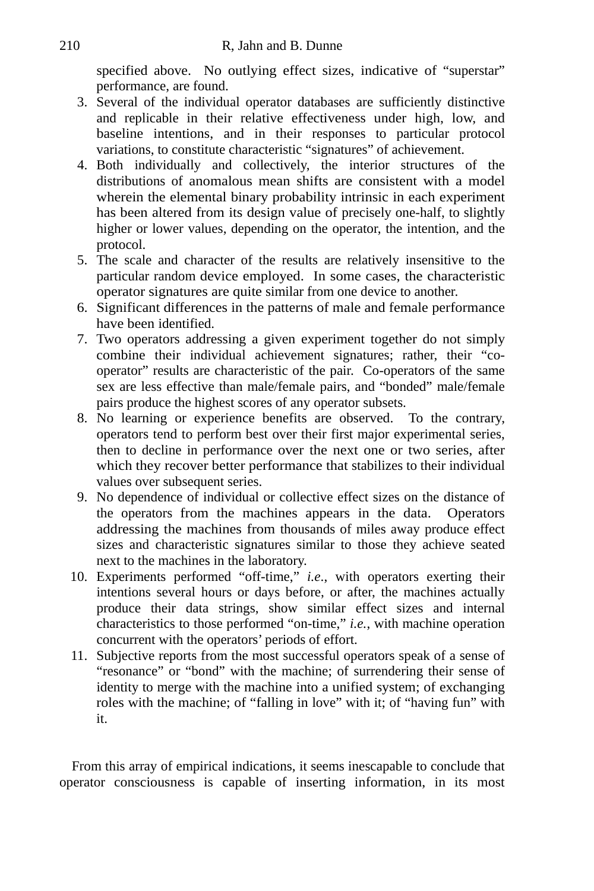specified above. No outlying effect sizes, indicative of "superstar" performance, are found.

3. Several of the individual operator databases are sufficiently distinctive and replicable in their relative effectiveness under high, low, and baseline intentions, and in their responses to particular protocol variations, to constitute characteristic "signatures" of achievement.
4. Both individually and collectively, the interior structures of the distributions of anomalous mean shifts are consistent with a model wherein the elemental binary probability intrinsic in each experiment has been altered from its design value of precisely one-half, to slightly higher or lower values, depending on the operator, the intention, and the protocol.
5. The scale and character of the results are relatively insensitive to the particular random device employed. In some cases, the characteristic operator signatures are quite similar from one device to another.
6. Significant differences in the patterns of male and female performance have been identified.
7. Two operators addressing a given experiment together do not simply combine their individual achievement signatures; rather, their "co-operator" results are characteristic of the pair. Co-operators of the same sex are less effective than male/female pairs, and "bonded" male/female pairs produce the highest scores of any operator subsets.
8. No learning or experience benefits are observed. To the contrary, operators tend to perform best over their first major experimental series, then to decline in performance over the next one or two series, after which they recover better performance that stabilizes to their individual values over subsequent series.
9. No dependence of individual or collective effect sizes on the distance of the operators from the machines appears in the data. Operators addressing the machines from thousands of miles away produce effect sizes and characteristic signatures similar to those they achieve seated next to the machines in the laboratory.
10. Experiments performed "off-time," *i.e.*, with operators exerting their intentions several hours or days before, or after, the machines actually produce their data strings, show similar effect sizes and internal characteristics to those performed "on-time," *i.e.*, with machine operation concurrent with the operators' periods of effort.
11. Subjective reports from the most successful operators speak of a sense of "resonance" or "bond" with the machine; of surrendering their sense of identity to merge with the machine into a unified system; of exchanging roles with the machine; of "falling in love" with it; of "having fun" with it.

From this array of empirical indications, it seems inescapable to conclude that operator consciousness is capable of inserting information, in its most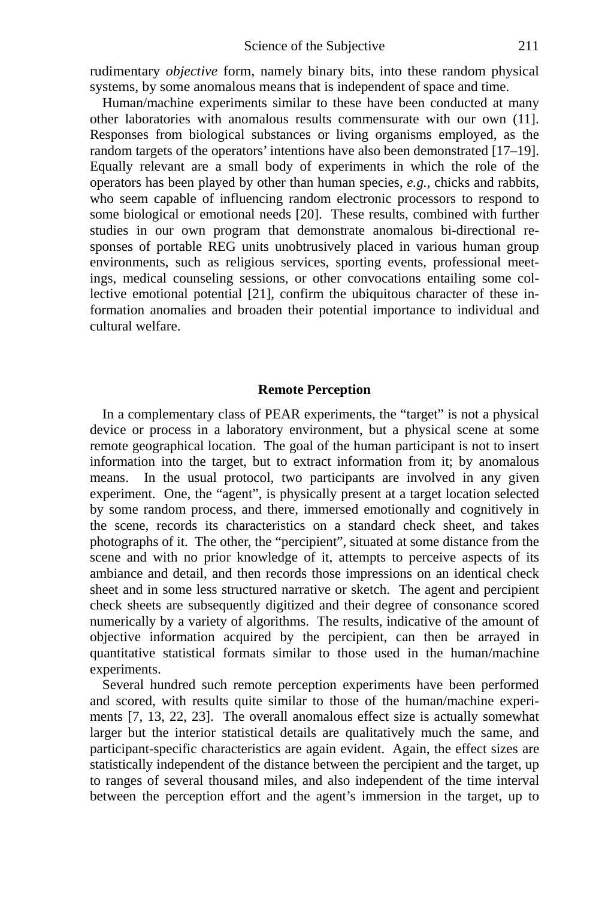rudimentary *objective* form, namely binary bits, into these random physical systems, by some anomalous means that is independent of space and time.

Human/machine experiments similar to these have been conducted at many other laboratories with anomalous results commensurate with our own (11]. Responses from biological substances or living organisms employed, as the random targets of the operators' intentions have also been demonstrated [17–19]. Equally relevant are a small body of experiments in which the role of the operators has been played by other than human species, *e.g.*, chicks and rabbits, who seem capable of influencing random electronic processors to respond to some biological or emotional needs [20]. These results, combined with further studies in our own program that demonstrate anomalous bi-directional responses of portable REG units unobtrusively placed in various human group environments, such as religious services, sporting events, professional meetings, medical counseling sessions, or other convocations entailing some collective emotional potential [21], confirm the ubiquitous character of these information anomalies and broaden their potential importance to individual and cultural welfare.

## Remote Perception

In a complementary class of PEAR experiments, the "target" is not a physical device or process in a laboratory environment, but a physical scene at some remote geographical location. The goal of the human participant is not to insert information into the target, but to extract information from it; by anomalous means. In the usual protocol, two participants are involved in any given experiment. One, the "agent", is physically present at a target location selected by some random process, and there, immersed emotionally and cognitively in the scene, records its characteristics on a standard check sheet, and takes photographs of it. The other, the "percipient", situated at some distance from the scene and with no prior knowledge of it, attempts to perceive aspects of its ambiance and detail, and then records those impressions on an identical check sheet and in some less structured narrative or sketch. The agent and percipient check sheets are subsequently digitized and their degree of consonance scored numerically by a variety of algorithms. The results, indicative of the amount of objective information acquired by the percipient, can then be arrayed in quantitative statistical formats similar to those used in the human/machine experiments.

Several hundred such remote perception experiments have been performed and scored, with results quite similar to those of the human/machine experiments [7, 13, 22, 23]. The overall anomalous effect size is actually somewhat larger but the interior statistical details are qualitatively much the same, and participant-specific characteristics are again evident. Again, the effect sizes are statistically independent of the distance between the percipient and the target, up to ranges of several thousand miles, and also independent of the time interval between the perception effort and the agent's immersion in the target, up to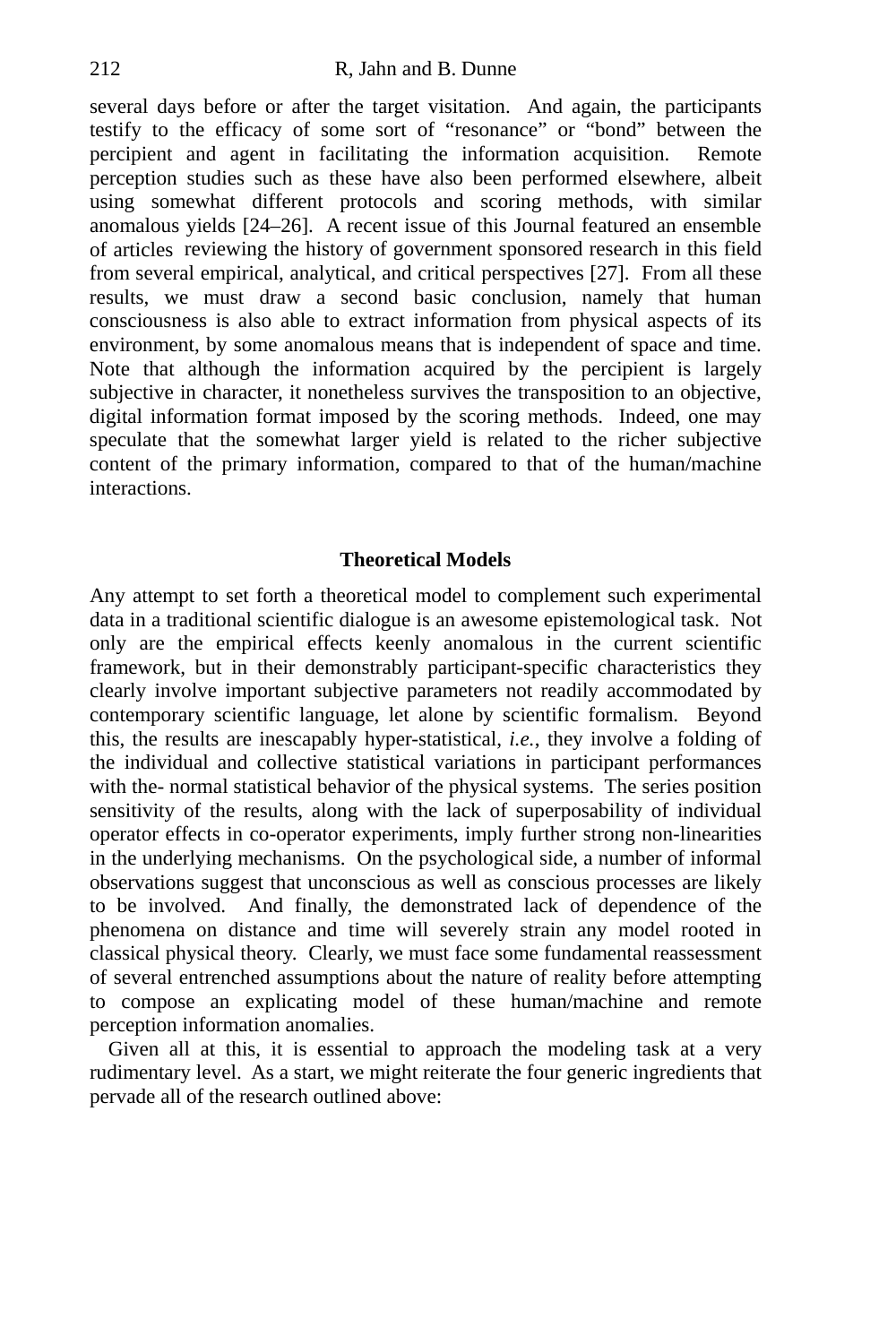several days before or after the target visitation. And again, the participants testify to the efficacy of some sort of "resonance" or "bond" between the percipient and agent in facilitating the information acquisition. Remote perception studies such as these have also been performed elsewhere, albeit using somewhat different protocols and scoring methods, with similar anomalous yields [24–26]. A recent issue of this Journal featured an ensemble of articles reviewing the history of government sponsored research in this field from several empirical, analytical, and critical perspectives [27]. From all these results, we must draw a second basic conclusion, namely that human consciousness is also able to extract information from physical aspects of its environment, by some anomalous means that is independent of space and time. Note that although the information acquired by the percipient is largely subjective in character, it nonetheless survives the transposition to an objective, digital information format imposed by the scoring methods. Indeed, one may speculate that the somewhat larger yield is related to the richer subjective content of the primary information, compared to that of the human/machine interactions.

## Theoretical Models

Any attempt to set forth a theoretical model to complement such experimental data in a traditional scientific dialogue is an awesome epistemological task. Not only are the empirical effects keenly anomalous in the current scientific framework, but in their demonstrably participant-specific characteristics they clearly involve important subjective parameters not readily accommodated by contemporary scientific language, let alone by scientific formalism. Beyond this, the results are inescapably hyper-statistical, *i.e.*, they involve a folding of the individual and collective statistical variations in participant performances with the- normal statistical behavior of the physical systems. The series position sensitivity of the results, along with the lack of superposability of individual operator effects in co-operator experiments, imply further strong non-linearities in the underlying mechanisms. On the psychological side, a number of informal observations suggest that unconscious as well as conscious processes are likely to be involved. And finally, the demonstrated lack of dependence of the phenomena on distance and time will severely strain any model rooted in classical physical theory. Clearly, we must face some fundamental reassessment of several entrenched assumptions about the nature of reality before attempting to compose an explicating model of these human/machine and remote perception information anomalies.

Given all at this, it is essential to approach the modeling task at a very rudimentary level. As a start, we might reiterate the four generic ingredients that pervade all of the research outlined above: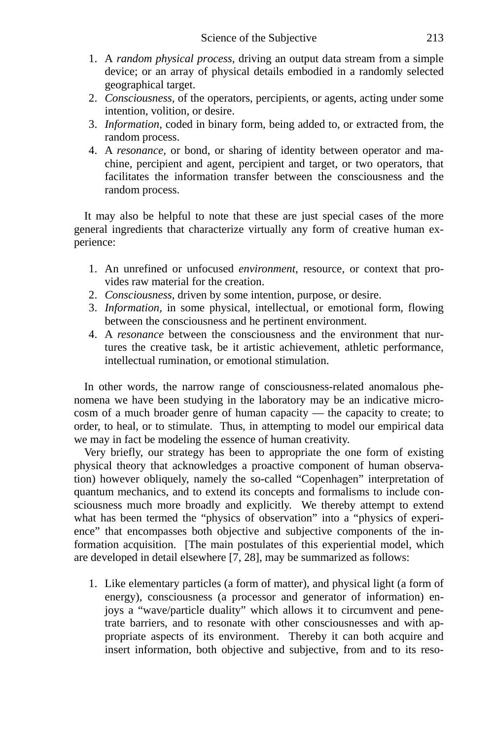1. A *random physical process,* driving an output data stream from a simple device; or an array of physical details embodied in a randomly selected geographical target.
2. *Consciousness,* of the operators, percipients, or agents, acting under some intention, volition, or desire.
3. *Information,* coded in binary form, being added to, or extracted from, the random process.
4. A *resonance,* or bond, or sharing of identity between operator and machine, percipient and agent, percipient and target, or two operators, that facilitates the information transfer between the consciousness and the random process.

It may also be helpful to note that these are just special cases of the more general ingredients that characterize virtually any form of creative human experience:

1. An unrefined or unfocused *environment,* resource, or context that provides raw material for the creation.
2. *Consciousness,* driven by some intention, purpose, or desire.
3. *Information,* in some physical, intellectual, or emotional form, flowing between the consciousness and he pertinent environment.
4. A *resonance* between the consciousness and the environment that nurtures the creative task, be it artistic achievement, athletic performance, intellectual rumination, or emotional stimulation.

In other words, the narrow range of consciousness-related anomalous phenomena we have been studying in the laboratory may be an indicative microcosm of a much broader genre of human capacity — the capacity to create; to order, to heal, or to stimulate. Thus, in attempting to model our empirical data we may in fact be modeling the essence of human creativity.

Very briefly, our strategy has been to appropriate the one form of existing physical theory that acknowledges a proactive component of human observation) however obliquely, namely the so-called "Copenhagen" interpretation of quantum mechanics, and to extend its concepts and formalisms to include consciousness much more broadly and explicitly. We thereby attempt to extend what has been termed the "physics of observation" into a "physics of experience" that encompasses both objective and subjective components of the information acquisition. [The main postulates of this experiential model, which are developed in detail elsewhere [7, 28], may be summarized as follows:

1. Like elementary particles (a form of matter), and physical light (a form of energy), consciousness (a processor and generator of information) enjoys a "wave/particle duality" which allows it to circumvent and penetrate barriers, and to resonate with other consciousnesses and with appropriate aspects of its environment. Thereby it can both acquire and insert information, both objective and subjective, from and to its reso-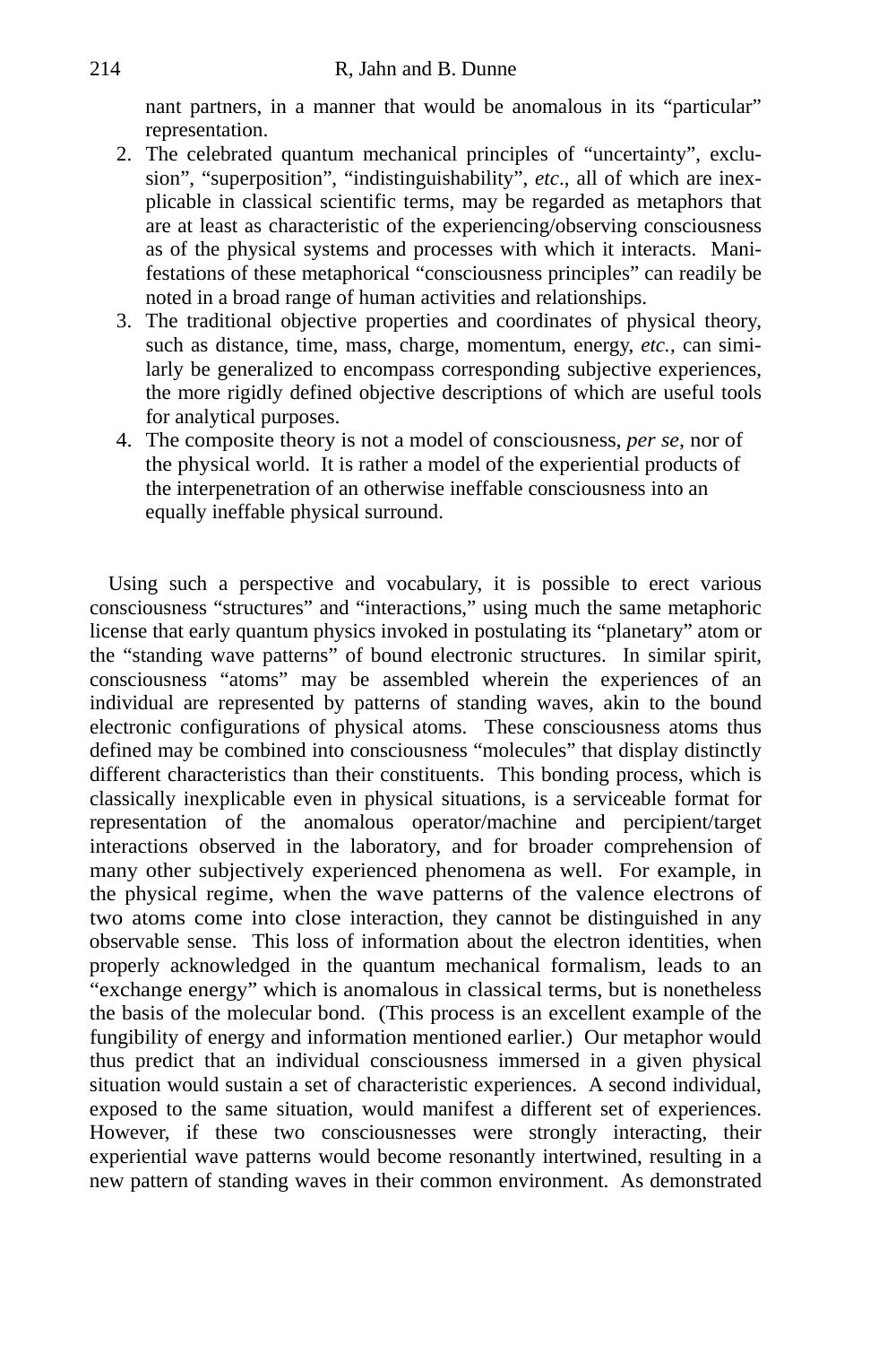nant partners, in a manner that would be anomalous in its "particular" representation.

2. The celebrated quantum mechanical principles of "uncertainty", exclusion", "superposition", "indistinguishability", *etc*., all of which are inexplicable in classical scientific terms, may be regarded as metaphors that are at least as characteristic of the experiencing/observing consciousness as of the physical systems and processes with which it interacts. Manifestations of these metaphorical "consciousness principles" can readily be noted in a broad range of human activities and relationships.
3. The traditional objective properties and coordinates of physical theory, such as distance, time, mass, charge, momentum, energy, *etc.*, can similarly be generalized to encompass corresponding subjective experiences, the more rigidly defined objective descriptions of which are useful tools for analytical purposes.
4. The composite theory is not a model of consciousness, *per se*, nor of the physical world. It is rather a model of the experiential products of the interpenetration of an otherwise ineffable consciousness into an equally ineffable physical surround.

Using such a perspective and vocabulary, it is possible to erect various consciousness "structures" and "interactions," using much the same metaphoric license that early quantum physics invoked in postulating its "planetary" atom or the "standing wave patterns" of bound electronic structures. In similar spirit, consciousness "atoms" may be assembled wherein the experiences of an individual are represented by patterns of standing waves, akin to the bound electronic configurations of physical atoms. These consciousness atoms thus defined may be combined into consciousness "molecules" that display distinctly different characteristics than their constituents. This bonding process, which is classically inexplicable even in physical situations, is a serviceable format for representation of the anomalous operator/machine and percipient/target interactions observed in the laboratory, and for broader comprehension of many other subjectively experienced phenomena as well. For example, in the physical regime, when the wave patterns of the valence electrons of two atoms come into close interaction, they cannot be distinguished in any observable sense. This loss of information about the electron identities, when properly acknowledged in the quantum mechanical formalism, leads to an "exchange energy" which is anomalous in classical terms, but is nonetheless the basis of the molecular bond. (This process is an excellent example of the fungibility of energy and information mentioned earlier.) Our metaphor would thus predict that an individual consciousness immersed in a given physical situation would sustain a set of characteristic experiences. A second individual, exposed to the same situation, would manifest a different set of experiences. However, if these two consciousnesses were strongly interacting, their experiential wave patterns would become resonantly intertwined, resulting in a new pattern of standing waves in their common environment. As demonstrated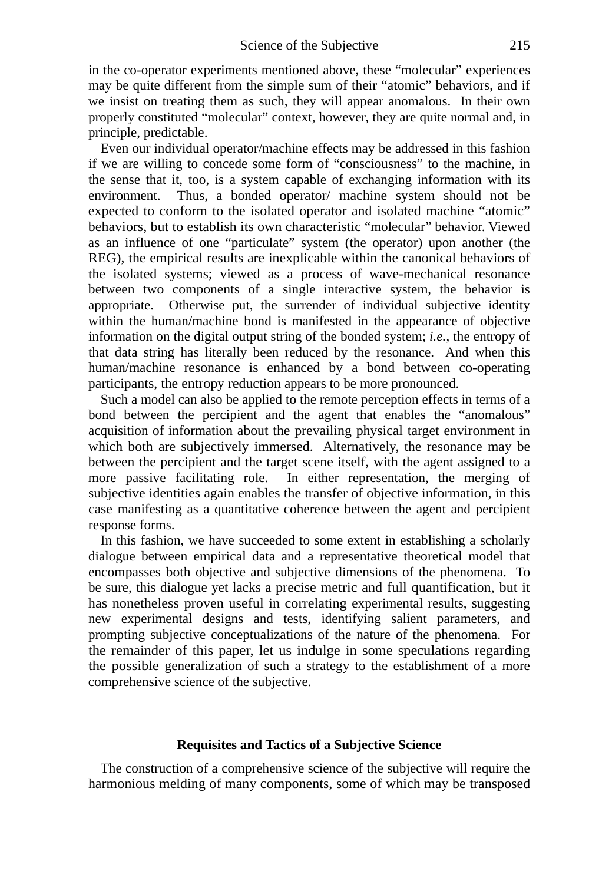in the co-operator experiments mentioned above, these "molecular" experiences may be quite different from the simple sum of their "atomic" behaviors, and if we insist on treating them as such, they will appear anomalous. In their own properly constituted "molecular" context, however, they are quite normal and, in principle, predictable.

Even our individual operator/machine effects may be addressed in this fashion if we are willing to concede some form of "consciousness" to the machine, in the sense that it, too, is a system capable of exchanging information with its environment. Thus, a bonded operator/ machine system should not be expected to conform to the isolated operator and isolated machine "atomic" behaviors, but to establish its own characteristic "molecular" behavior. Viewed as an influence of one "particulate" system (the operator) upon another (the REG), the empirical results are inexplicable within the canonical behaviors of the isolated systems; viewed as a process of wave-mechanical resonance between two components of a single interactive system, the behavior is appropriate. Otherwise put, the surrender of individual subjective identity within the human/machine bond is manifested in the appearance of objective information on the digital output string of the bonded system; *i.e.*, the entropy of that data string has literally been reduced by the resonance. And when this human/machine resonance is enhanced by a bond between co-operating participants, the entropy reduction appears to be more pronounced.

Such a model can also be applied to the remote perception effects in terms of a bond between the percipient and the agent that enables the "anomalous" acquisition of information about the prevailing physical target environment in which both are subjectively immersed. Alternatively, the resonance may be between the percipient and the target scene itself, with the agent assigned to a more passive facilitating role. In either representation, the merging of subjective identities again enables the transfer of objective information, in this case manifesting as a quantitative coherence between the agent and percipient response forms.

In this fashion, we have succeeded to some extent in establishing a scholarly dialogue between empirical data and a representative theoretical model that encompasses both objective and subjective dimensions of the phenomena. To be sure, this dialogue yet lacks a precise metric and full quantification, but it has nonetheless proven useful in correlating experimental results, suggesting new experimental designs and tests, identifying salient parameters, and prompting subjective conceptualizations of the nature of the phenomena. For the remainder of this paper, let us indulge in some speculations regarding the possible generalization of such a strategy to the establishment of a more comprehensive science of the subjective.

## Requisites and Tactics of a Subjective Science

The construction of a comprehensive science of the subjective will require the harmonious melding of many components, some of which may be transposed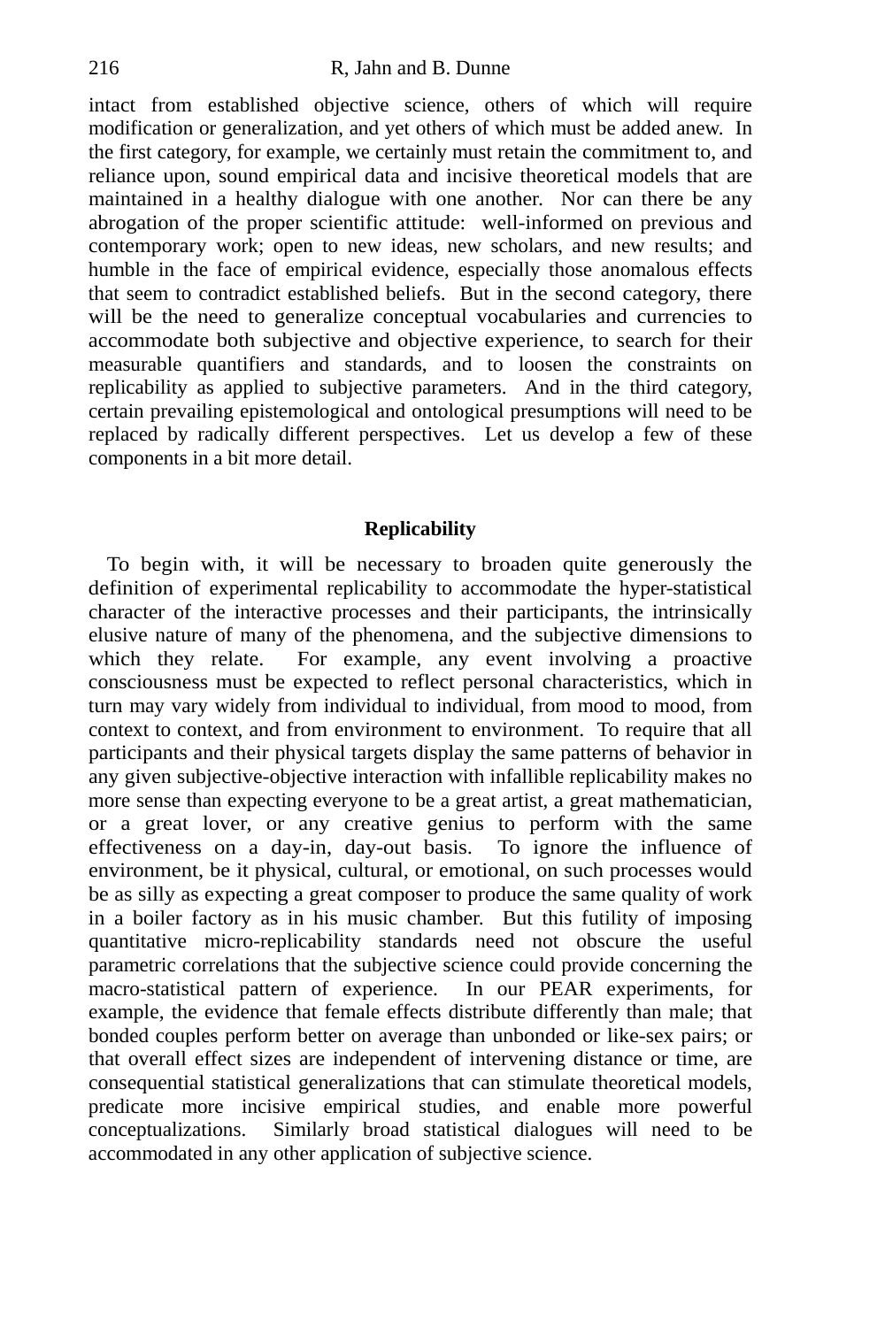intact from established objective science, others of which will require modification or generalization, and yet others of which must be added anew. In the first category, for example, we certainly must retain the commitment to, and reliance upon, sound empirical data and incisive theoretical models that are maintained in a healthy dialogue with one another. Nor can there be any abrogation of the proper scientific attitude: well-informed on previous and contemporary work; open to new ideas, new scholars, and new results; and humble in the face of empirical evidence, especially those anomalous effects that seem to contradict established beliefs. But in the second category, there will be the need to generalize conceptual vocabularies and currencies to accommodate both subjective and objective experience, to search for their measurable quantifiers and standards, and to loosen the constraints on replicability as applied to subjective parameters. And in the third category, certain prevailing epistemological and ontological presumptions will need to be replaced by radically different perspectives. Let us develop a few of these components in a bit more detail.

## Replicability

To begin with, it will be necessary to broaden quite generously the definition of experimental replicability to accommodate the hyper-statistical character of the interactive processes and their participants, the intrinsically elusive nature of many of the phenomena, and the subjective dimensions to which they relate. For example, any event involving a proactive consciousness must be expected to reflect personal characteristics, which in turn may vary widely from individual to individual, from mood to mood, from context to context, and from environment to environment. To require that all participants and their physical targets display the same patterns of behavior in any given subjective-objective interaction with infallible replicability makes no more sense than expecting everyone to be a great artist, a great mathematician, or a great lover, or any creative genius to perform with the same effectiveness on a day-in, day-out basis. To ignore the influence of environment, be it physical, cultural, or emotional, on such processes would be as silly as expecting a great composer to produce the same quality of work in a boiler factory as in his music chamber. But this futility of imposing quantitative micro-replicability standards need not obscure the useful parametric correlations that the subjective science could provide concerning the macro-statistical pattern of experience. In our PEAR experiments, for example, the evidence that female effects distribute differently than male; that bonded couples perform better on average than unbonded or like-sex pairs; or that overall effect sizes are independent of intervening distance or time, are consequential statistical generalizations that can stimulate theoretical models, predicate more incisive empirical studies, and enable more powerful conceptualizations. Similarly broad statistical dialogues will need to be accommodated in any other application of subjective science.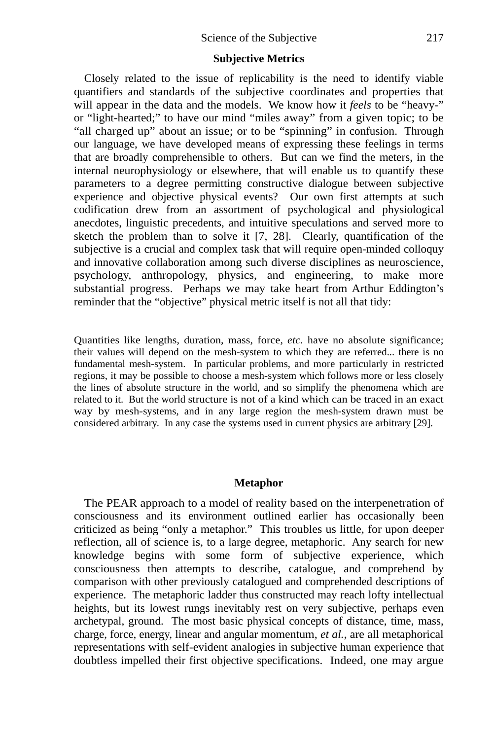### Subjective Metrics

Closely related to the issue of replicability is the need to identify viable quantifiers and standards of the subjective coordinates and properties that will appear in the data and the models. We know how it *feels* to be "heavy-" or "light-hearted;" to have our mind "miles away" from a given topic; to be "all charged up" about an issue; or to be "spinning" in confusion. Through our language, we have developed means of expressing these feelings in terms that are broadly comprehensible to others. But can we find the meters, in the internal neurophysiology or elsewhere, that will enable us to quantify these parameters to a degree permitting constructive dialogue between subjective experience and objective physical events? Our own first attempts at such codification drew from an assortment of psychological and physiological anecdotes, linguistic precedents, and intuitive speculations and served more to sketch the problem than to solve it [7, 28]. Clearly, quantification of the subjective is a crucial and complex task that will require open-minded colloquy and innovative collaboration among such diverse disciplines as neuroscience, psychology, anthropology, physics, and engineering, to make more substantial progress. Perhaps we may take heart from Arthur Eddington's reminder that the "objective" physical metric itself is not all that tidy:

> Quantities like lengths, duration, mass, force, *etc.* have no absolute significance; their values will depend on the mesh-system to which they are referred... there is no fundamental mesh-system. In particular problems, and more particularly in restricted regions, it may be possible to choose a mesh-system which follows more or less closely the lines of absolute structure in the world, and so simplify the phenomena which are related to it. But the world structure is not of a kind which can be traced in an exact way by mesh-systems, and in any large region the mesh-system drawn must be considered arbitrary. In any case the systems used in current physics are arbitrary [29].

### Metaphor

The PEAR approach to a model of reality based on the interpenetration of consciousness and its environment outlined earlier has occasionally been criticized as being "only a metaphor." This troubles us little, for upon deeper reflection, all of science is, to a large degree, metaphoric. Any search for new knowledge begins with some form of subjective experience, which consciousness then attempts to describe, catalogue, and comprehend by comparison with other previously catalogued and comprehended descriptions of experience. The metaphoric ladder thus constructed may reach lofty intellectual heights, but its lowest rungs inevitably rest on very subjective, perhaps even archetypal, ground. The most basic physical concepts of distance, time, mass, charge, force, energy, linear and angular momentum, *et al.*, are all metaphorical representations with self-evident analogies in subjective human experience that doubtless impelled their first objective specifications. Indeed, one may argue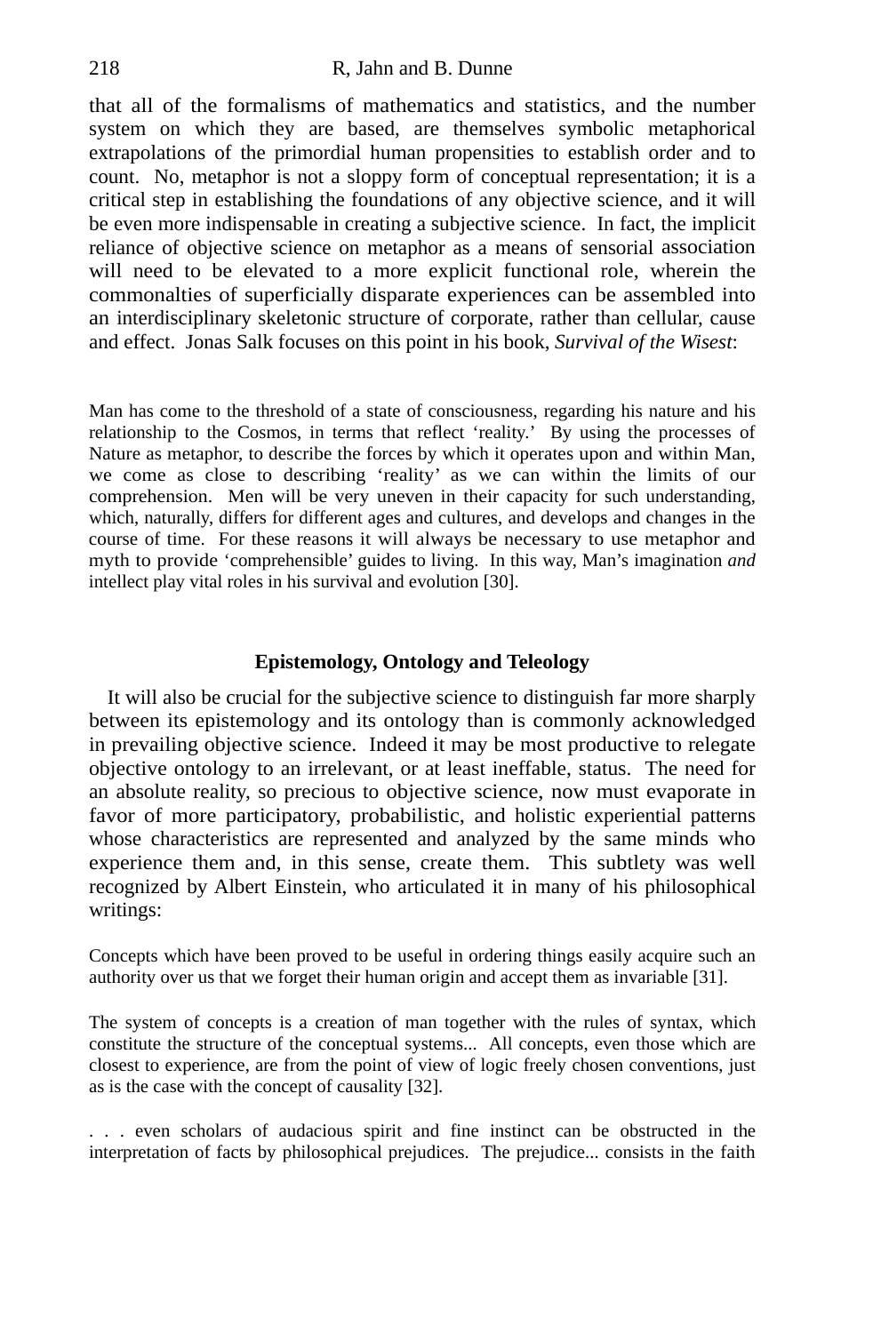that all of the formalisms of mathematics and statistics, and the number system on which they are based, are themselves symbolic metaphorical extrapolations of the primordial human propensities to establish order and to count. No, metaphor is not a sloppy form of conceptual representation; it is a critical step in establishing the foundations of any objective science, and it will be even more indispensable in creating a subjective science. In fact, the implicit reliance of objective science on metaphor as a means of sensorial association will need to be elevated to a more explicit functional role, wherein the commonalties of superficially disparate experiences can be assembled into an interdisciplinary skeletonic structure of corporate, rather than cellular, cause and effect. Jonas Salk focuses on this point in his book, *Survival of the Wisest*:

> Man has come to the threshold of a state of consciousness, regarding his nature and his relationship to the Cosmos, in terms that reflect 'reality.' By using the processes of Nature as metaphor, to describe the forces by which it operates upon and within Man, we come as close to describing 'reality' as we can within the limits of our comprehension. Men will be very uneven in their capacity for such understanding, which, naturally, differs for different ages and cultures, and develops and changes in the course of time. For these reasons it will always be necessary to use metaphor and myth to provide 'comprehensible' guides to living. In this way, Man's imagination *and* intellect play vital roles in his survival and evolution [30].

## Epistemology, Ontology and Teleology

It will also be crucial for the subjective science to distinguish far more sharply between its epistemology and its ontology than is commonly acknowledged in prevailing objective science. Indeed it may be most productive to relegate objective ontology to an irrelevant, or at least ineffable, status. The need for an absolute reality, so precious to objective science, now must evaporate in favor of more participatory, probabilistic, and holistic experiential patterns whose characteristics are represented and analyzed by the same minds who experience them and, in this sense, create them. This subtlety was well recognized by Albert Einstein, who articulated it in many of his philosophical writings:

> Concepts which have been proved to be useful in ordering things easily acquire such an authority over us that we forget their human origin and accept them as invariable [31].

> The system of concepts is a creation of man together with the rules of syntax, which constitute the structure of the conceptual systems... All concepts, even those which are closest to experience, are from the point of view of logic freely chosen conventions, just as is the case with the concept of causality [32].

> . . . even scholars of audacious spirit and fine instinct can be obstructed in the interpretation of facts by philosophical prejudices. The prejudice... consists in the faith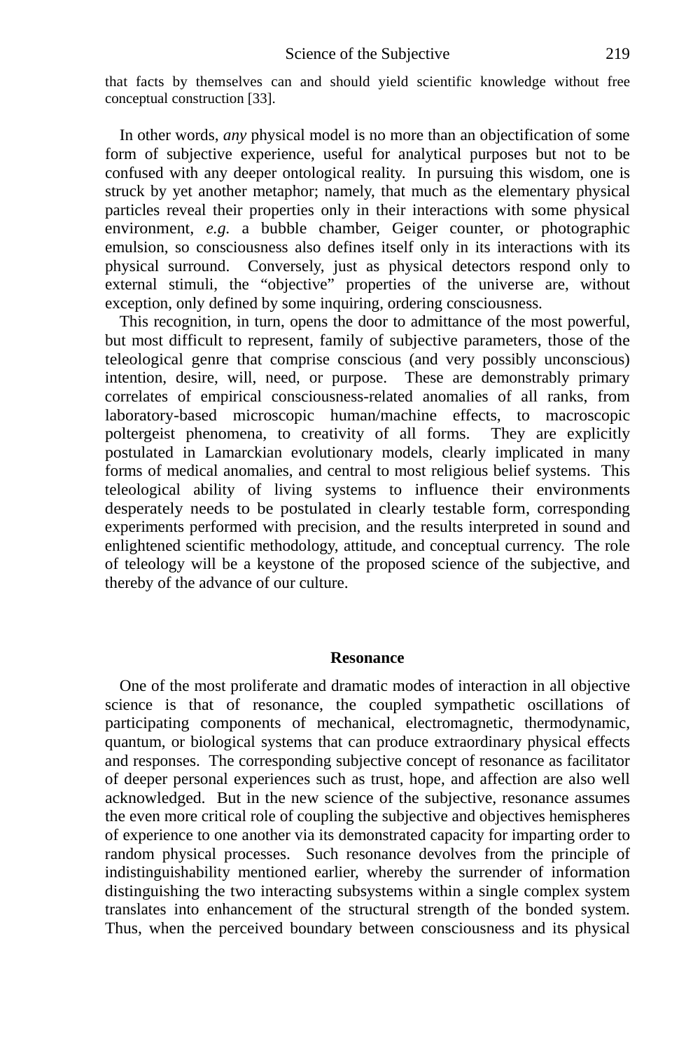that facts by themselves can and should yield scientific knowledge without free conceptual construction [33].

In other words, *any* physical model is no more than an objectification of some form of subjective experience, useful for analytical purposes but not to be confused with any deeper ontological reality. In pursuing this wisdom, one is struck by yet another metaphor; namely, that much as the elementary physical particles reveal their properties only in their interactions with some physical environment, *e.g.* a bubble chamber, Geiger counter, or photographic emulsion, so consciousness also defines itself only in its interactions with its physical surround. Conversely, just as physical detectors respond only to external stimuli, the "objective" properties of the universe are, without exception, only defined by some inquiring, ordering consciousness.

This recognition, in turn, opens the door to admittance of the most powerful, but most difficult to represent, family of subjective parameters, those of the teleological genre that comprise conscious (and very possibly unconscious) intention, desire, will, need, or purpose. These are demonstrably primary correlates of empirical consciousness-related anomalies of all ranks, from laboratory-based microscopic human/machine effects, to macroscopic poltergeist phenomena, to creativity of all forms. They are explicitly postulated in Lamarckian evolutionary models, clearly implicated in many forms of medical anomalies, and central to most religious belief systems. This teleological ability of living systems to influence their environments desperately needs to be postulated in clearly testable form, corresponding experiments performed with precision, and the results interpreted in sound and enlightened scientific methodology, attitude, and conceptual currency. The role of teleology will be a keystone of the proposed science of the subjective, and thereby of the advance of our culture.

## Resonance

One of the most proliferate and dramatic modes of interaction in all objective science is that of resonance, the coupled sympathetic oscillations of participating components of mechanical, electromagnetic, thermodynamic, quantum, or biological systems that can produce extraordinary physical effects and responses. The corresponding subjective concept of resonance as facilitator of deeper personal experiences such as trust, hope, and affection are also well acknowledged. But in the new science of the subjective, resonance assumes the even more critical role of coupling the subjective and objectives hemispheres of experience to one another via its demonstrated capacity for imparting order to random physical processes. Such resonance devolves from the principle of indistinguishability mentioned earlier, whereby the surrender of information distinguishing the two interacting subsystems within a single complex system translates into enhancement of the structural strength of the bonded system. Thus, when the perceived boundary between consciousness and its physical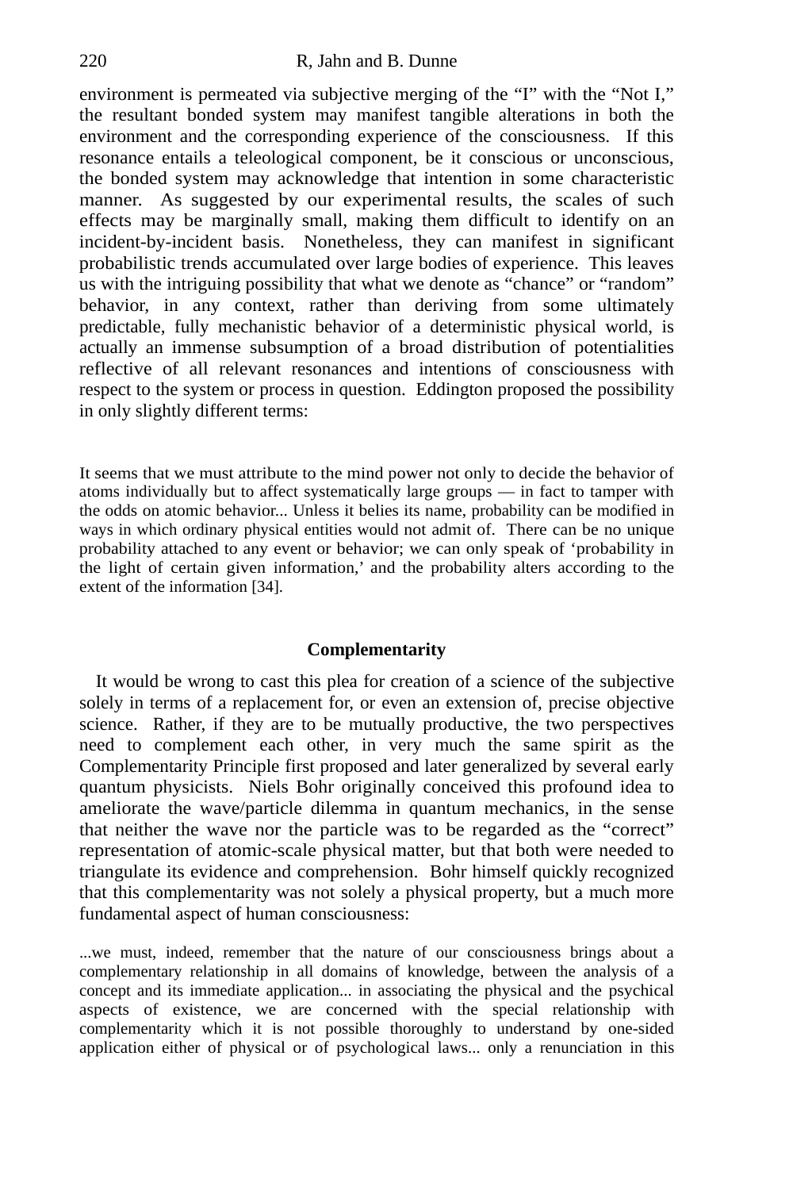environment is permeated via subjective merging of the "I" with the "Not I," the resultant bonded system may manifest tangible alterations in both the environment and the corresponding experience of the consciousness. If this resonance entails a teleological component, be it conscious or unconscious, the bonded system may acknowledge that intention in some characteristic manner. As suggested by our experimental results, the scales of such effects may be marginally small, making them difficult to identify on an incident-by-incident basis. Nonetheless, they can manifest in significant probabilistic trends accumulated over large bodies of experience. This leaves us with the intriguing possibility that what we denote as "chance" or "random" behavior, in any context, rather than deriving from some ultimately predictable, fully mechanistic behavior of a deterministic physical world, is actually an immense subsumption of a broad distribution of potentialities reflective of all relevant resonances and intentions of consciousness with respect to the system or process in question. Eddington proposed the possibility in only slightly different terms:

> It seems that we must attribute to the mind power not only to decide the behavior of atoms individually but to affect systematically large groups — in fact to tamper with the odds on atomic behavior... Unless it belies its name, probability can be modified in ways in which ordinary physical entities would not admit of. There can be no unique probability attached to any event or behavior; we can only speak of 'probability in the light of certain given information,' and the probability alters according to the extent of the information [34].

## Complementarity

It would be wrong to cast this plea for creation of a science of the subjective solely in terms of a replacement for, or even an extension of, precise objective science. Rather, if they are to be mutually productive, the two perspectives need to complement each other, in very much the same spirit as the Complementarity Principle first proposed and later generalized by several early quantum physicists. Niels Bohr originally conceived this profound idea to ameliorate the wave/particle dilemma in quantum mechanics, in the sense that neither the wave nor the particle was to be regarded as the "correct" representation of atomic-scale physical matter, but that both were needed to triangulate its evidence and comprehension. Bohr himself quickly recognized that this complementarity was not solely a physical property, but a much more fundamental aspect of human consciousness:

> ...we must, indeed, remember that the nature of our consciousness brings about a complementary relationship in all domains of knowledge, between the analysis of a concept and its immediate application... in associating the physical and the psychical aspects of existence, we are concerned with the special relationship with complementarity which it is not possible thoroughly to understand by one-sided application either of physical or of psychological laws... only a renunciation in this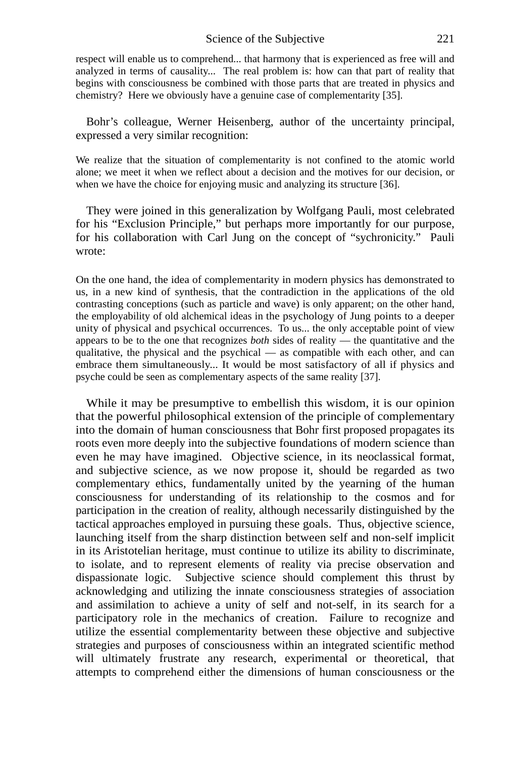respect will enable us to comprehend... that harmony that is experienced as free will and analyzed in terms of causality... The real problem is: how can that part of reality that begins with consciousness be combined with those parts that are treated in physics and chemistry? Here we obviously have a genuine case of complementarity [35].

Bohr's colleague, Werner Heisenberg, author of the uncertainty principal, expressed a very similar recognition:

We realize that the situation of complementarity is not confined to the atomic world alone; we meet it when we reflect about a decision and the motives for our decision, or when we have the choice for enjoying music and analyzing its structure [36].

They were joined in this generalization by Wolfgang Pauli, most celebrated for his "Exclusion Principle," but perhaps more importantly for our purpose, for his collaboration with Carl Jung on the concept of "sychronicity." Pauli wrote:

On the one hand, the idea of complementarity in modern physics has demonstrated to us, in a new kind of synthesis, that the contradiction in the applications of the old contrasting conceptions (such as particle and wave) is only apparent; on the other hand, the employability of old alchemical ideas in the psychology of Jung points to a deeper unity of physical and psychical occurrences. To us... the only acceptable point of view appears to be to the one that recognizes *both* sides of reality — the quantitative and the qualitative, the physical and the psychical — as compatible with each other, and can embrace them simultaneously... It would be most satisfactory of all if physics and psyche could be seen as complementary aspects of the same reality [37].

While it may be presumptive to embellish this wisdom, it is our opinion that the powerful philosophical extension of the principle of complementary into the domain of human consciousness that Bohr first proposed propagates its roots even more deeply into the subjective foundations of modern science than even he may have imagined. Objective science, in its neoclassical format, and subjective science, as we now propose it, should be regarded as two complementary ethics, fundamentally united by the yearning of the human consciousness for understanding of its relationship to the cosmos and for participation in the creation of reality, although necessarily distinguished by the tactical approaches employed in pursuing these goals. Thus, objective science, launching itself from the sharp distinction between self and non-self implicit in its Aristotelian heritage, must continue to utilize its ability to discriminate, to isolate, and to represent elements of reality via precise observation and dispassionate logic. Subjective science should complement this thrust by acknowledging and utilizing the innate consciousness strategies of association and assimilation to achieve a unity of self and not-self, in its search for a participatory role in the mechanics of creation. Failure to recognize and utilize the essential complementarity between these objective and subjective strategies and purposes of consciousness within an integrated scientific method will ultimately frustrate any research, experimental or theoretical, that attempts to comprehend either the dimensions of human consciousness or the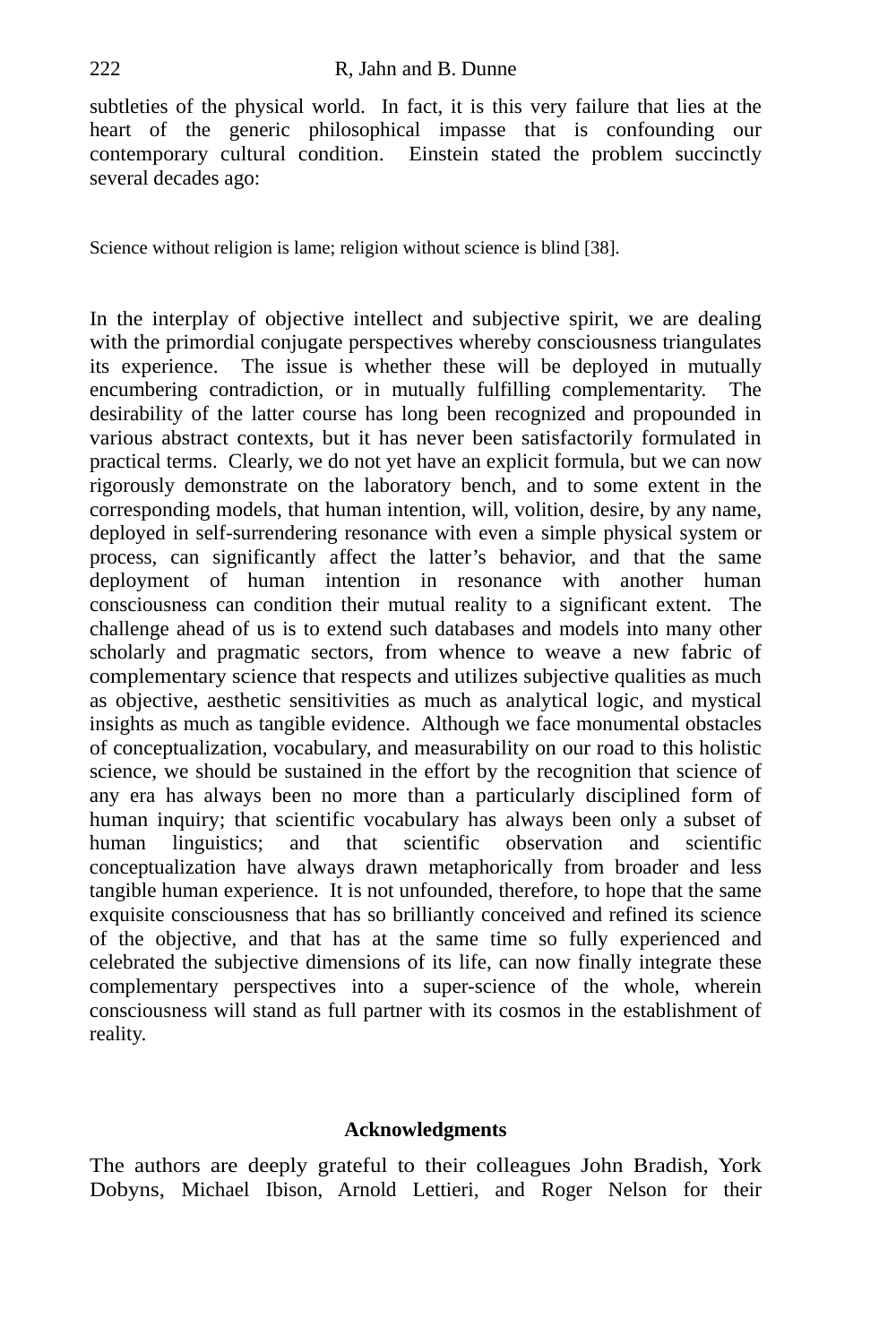subtleties of the physical world. In fact, it is this very failure that lies at the heart of the generic philosophical impasse that is confounding our contemporary cultural condition. Einstein stated the problem succinctly several decades ago:

Science without religion is lame; religion without science is blind [38].

In the interplay of objective intellect and subjective spirit, we are dealing with the primordial conjugate perspectives whereby consciousness triangulates its experience. The issue is whether these will be deployed in mutually encumbering contradiction, or in mutually fulfilling complementarity. The desirability of the latter course has long been recognized and propounded in various abstract contexts, but it has never been satisfactorily formulated in practical terms. Clearly, we do not yet have an explicit formula, but we can now rigorously demonstrate on the laboratory bench, and to some extent in the corresponding models, that human intention, will, volition, desire, by any name, deployed in self-surrendering resonance with even a simple physical system or process, can significantly affect the latter's behavior, and that the same deployment of human intention in resonance with another human consciousness can condition their mutual reality to a significant extent. The challenge ahead of us is to extend such databases and models into many other scholarly and pragmatic sectors, from whence to weave a new fabric of complementary science that respects and utilizes subjective qualities as much as objective, aesthetic sensitivities as much as analytical logic, and mystical insights as much as tangible evidence. Although we face monumental obstacles of conceptualization, vocabulary, and measurability on our road to this holistic science, we should be sustained in the effort by the recognition that science of any era has always been no more than a particularly disciplined form of human inquiry; that scientific vocabulary has always been only a subset of human linguistics; and that scientific observation and scientific conceptualization have always drawn metaphorically from broader and less tangible human experience. It is not unfounded, therefore, to hope that the same exquisite consciousness that has so brilliantly conceived and refined its science of the objective, and that has at the same time so fully experienced and celebrated the subjective dimensions of its life, can now finally integrate these complementary perspectives into a super-science of the whole, wherein consciousness will stand as full partner with its cosmos in the establishment of reality.

## Acknowledgments

The authors are deeply grateful to their colleagues John Bradish, York Dobyns, Michael Ibison, Arnold Lettieri, and Roger Nelson for their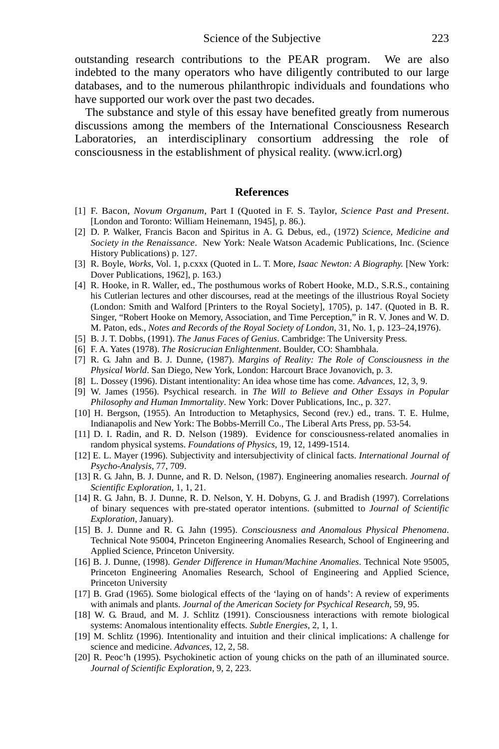outstanding research contributions to the PEAR program. We are also indebted to the many operators who have diligently contributed to our large databases, and to the numerous philanthropic individuals and foundations who have supported our work over the past two decades.

The substance and style of this essay have benefited greatly from numerous discussions among the members of the International Consciousness Research Laboratories, an interdisciplinary consortium addressing the role of consciousness in the establishment of physical reality. (www.icrl.org)

## References

[1] F. Bacon, *Novum Organum*, Part I (Quoted in F. S. Taylor, *Science Past and Present*. [London and Toronto: William Heinemann, 1945], p. 86.).

[2] D. P. Walker, Francis Bacon and Spiritus in A. G. Debus, ed., (1972) *Science, Medicine and Society in the Renaissance*. New York: Neale Watson Academic Publications, Inc. (Science History Publications) p. 127.

[3] R. Boyle, *Works*, Vol. 1, p.cxxx (Quoted in L. T. More, *Isaac Newton: A Biography.* [New York: Dover Publications, 1962], p. 163.)

[4] R. Hooke, in R. Waller, ed., The posthumous works of Robert Hooke, M.D., S.R.S., containing his Cutlerian lectures and other discourses, read at the meetings of the illustrious Royal Society (London: Smith and Walford [Printers to the Royal Society], 1705), p. 147. (Quoted in B. R. Singer, "Robert Hooke on Memory, Association, and Time Perception," in R. V. Jones and W. D. M. Paton, eds., *Notes and Records of the Royal Society of London*, 31, No. 1, p. 123–24,1976).

[5] B. J. T. Dobbs, (1991). *The Janus Faces of Genius*. Cambridge: The University Press.

[6] F. A. Yates (1978). *The Rosicrucian Enlightenment*. Boulder, CO: Shambhala.

[7] R. G. Jahn and B. J. Dunne, (1987). *Margins of Reality: The Role of Consciousness in the Physical World*. San Diego, New York, London: Harcourt Brace Jovanovich, p. 3.

[8] L. Dossey (1996). Distant intentionality: An idea whose time has come. *Advances*, 12, 3, 9.

[9] W. James (1956). Psychical research. in *The Will to Believe and Other Essays in Popular Philosophy and Human Immortality*. New York: Dover Publications, Inc., p. 327.

[10] H. Bergson, (1955). An Introduction to Metaphysics, Second (rev.) ed., trans. T. E. Hulme, Indianapolis and New York: The Bobbs-Merrill Co., The Liberal Arts Press, pp. 53-54.

[11] D. I. Radin, and R. D. Nelson (1989). Evidence for consciousness-related anomalies in random physical systems. *Foundations of Physics*, 19, 12, 1499-1514.

[12] E. L. Mayer (1996). Subjectivity and intersubjectivity of clinical facts. *International Journal of Psycho-Analysis*, 77, 709.

[13] R. G. Jahn, B. J. Dunne, and R. D. Nelson, (1987). Engineering anomalies research. *Journal of Scientific Exploration*, 1, 1, 21.

[14] R. G. Jahn, B. J. Dunne, R. D. Nelson, Y. H. Dobyns, G. J. and Bradish (1997). Correlations of binary sequences with pre-stated operator intentions. (submitted to *Journal of Scientific Exploration*, January).

[15] B. J. Dunne and R. G. Jahn (1995). *Consciousness and Anomalous Physical Phenomena*. Technical Note 95004, Princeton Engineering Anomalies Research, School of Engineering and Applied Science, Princeton University.

[16] B. J. Dunne, (1998). *Gender Difference in Human/Machine Anomalies*. Technical Note 95005, Princeton Engineering Anomalies Research, School of Engineering and Applied Science, Princeton University

[17] B. Grad (1965). Some biological effects of the 'laying on of hands': A review of experiments with animals and plants. *Journal of the American Society for Psychical Research*, 59, 95.

[18] W. G. Braud, and M. J. Schlitz (1991). Consciousness interactions with remote biological systems: Anomalous intentionality effects. *Subtle Energies*, 2, 1, 1.

[19] M. Schlitz (1996). Intentionality and intuition and their clinical implications: A challenge for science and medicine. *Advances*, 12, 2, 58.

[20] R. Peoc'h (1995). Psychokinetic action of young chicks on the path of an illuminated source. *Journal of Scientific Exploration*, 9, 2, 223.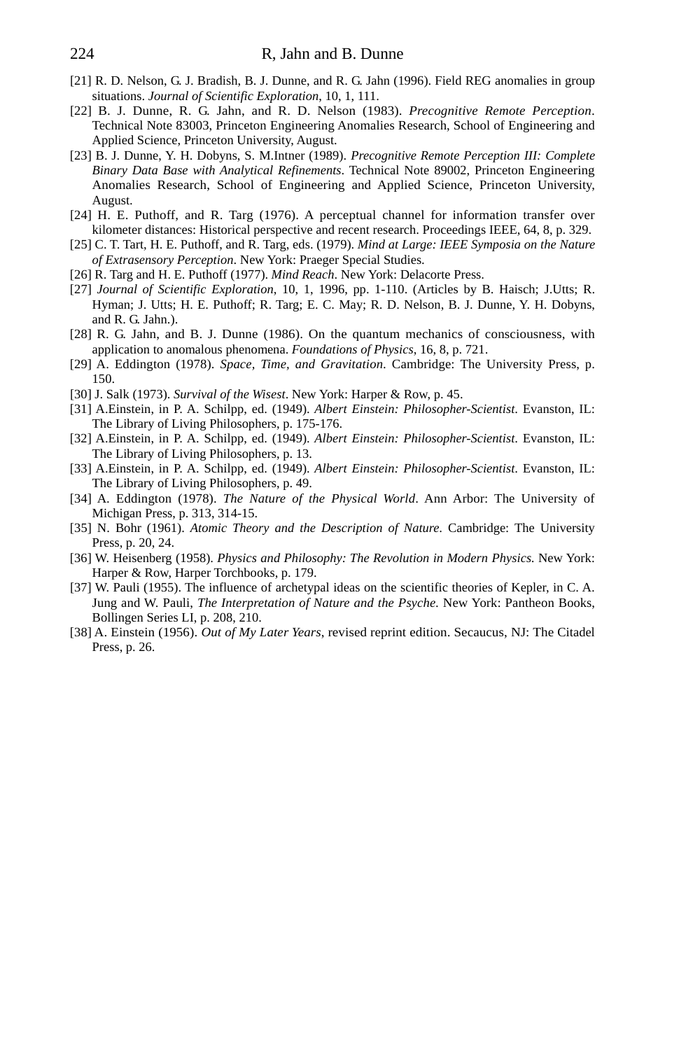[21] R. D. Nelson, G. J. Bradish, B. J. Dunne, and R. G. Jahn (1996). Field REG anomalies in group situations. *Journal of Scientific Exploration*, 10, 1, 111.

[22] B. J. Dunne, R. G. Jahn, and R. D. Nelson (1983). *Precognitive Remote Perception*. Technical Note 83003, Princeton Engineering Anomalies Research, School of Engineering and Applied Science, Princeton University, August.

[23] B. J. Dunne, Y. H. Dobyns, S. M.Intner (1989). *Precognitive Remote Perception III: Complete Binary Data Base with Analytical Refinements*. Technical Note 89002, Princeton Engineering Anomalies Research, School of Engineering and Applied Science, Princeton University, August.

[24] H. E. Puthoff, and R. Targ (1976). A perceptual channel for information transfer over kilometer distances: Historical perspective and recent research. Proceedings IEEE, 64, 8, p. 329.

[25] C. T. Tart, H. E. Puthoff, and R. Targ, eds. (1979). *Mind at Large: IEEE Symposia on the Nature of Extrasensory Perception*. New York: Praeger Special Studies.

[26] R. Targ and H. E. Puthoff (1977). *Mind Reach*. New York: Delacorte Press.

[27] *Journal of Scientific Exploration*, 10, 1, 1996, pp. 1-110. (Articles by B. Haisch; J.Utts; R. Hyman; J. Utts; H. E. Puthoff; R. Targ; E. C. May; R. D. Nelson, B. J. Dunne, Y. H. Dobyns, and R. G. Jahn.).

[28] R. G. Jahn, and B. J. Dunne (1986). On the quantum mechanics of consciousness, with application to anomalous phenomena. *Foundations of Physics*, 16, 8, p. 721.

[29] A. Eddington (1978). *Space, Time, and Gravitation*. Cambridge: The University Press, p. 150.

[30] J. Salk (1973). *Survival of the Wisest*. New York: Harper & Row, p. 45.

[31] A.Einstein, in P. A. Schilpp, ed. (1949). *Albert Einstein: Philosopher-Scientist*. Evanston, IL: The Library of Living Philosophers, p. 175-176.

[32] A.Einstein, in P. A. Schilpp, ed. (1949). *Albert Einstein: Philosopher-Scientist*. Evanston, IL: The Library of Living Philosophers, p. 13.

[33] A.Einstein, in P. A. Schilpp, ed. (1949). *Albert Einstein: Philosopher-Scientist*. Evanston, IL: The Library of Living Philosophers, p. 49.

[34] A. Eddington (1978). *The Nature of the Physical World*. Ann Arbor: The University of Michigan Press, p. 313, 314-15.

[35] N. Bohr (1961). *Atomic Theory and the Description of Nature.* Cambridge: The University Press, p. 20, 24.

[36] W. Heisenberg (1958). *Physics and Philosophy: The Revolution in Modern Physics.* New York: Harper & Row, Harper Torchbooks, p. 179.

[37] W. Pauli (1955). The influence of archetypal ideas on the scientific theories of Kepler, in C. A. Jung and W. Pauli, *The Interpretation of Nature and the Psyche.* New York: Pantheon Books, Bollingen Series LI, p. 208, 210.

[38] A. Einstein (1956). *Out of My Later Years*, revised reprint edition. Secaucus, NJ: The Citadel Press, p. 26.